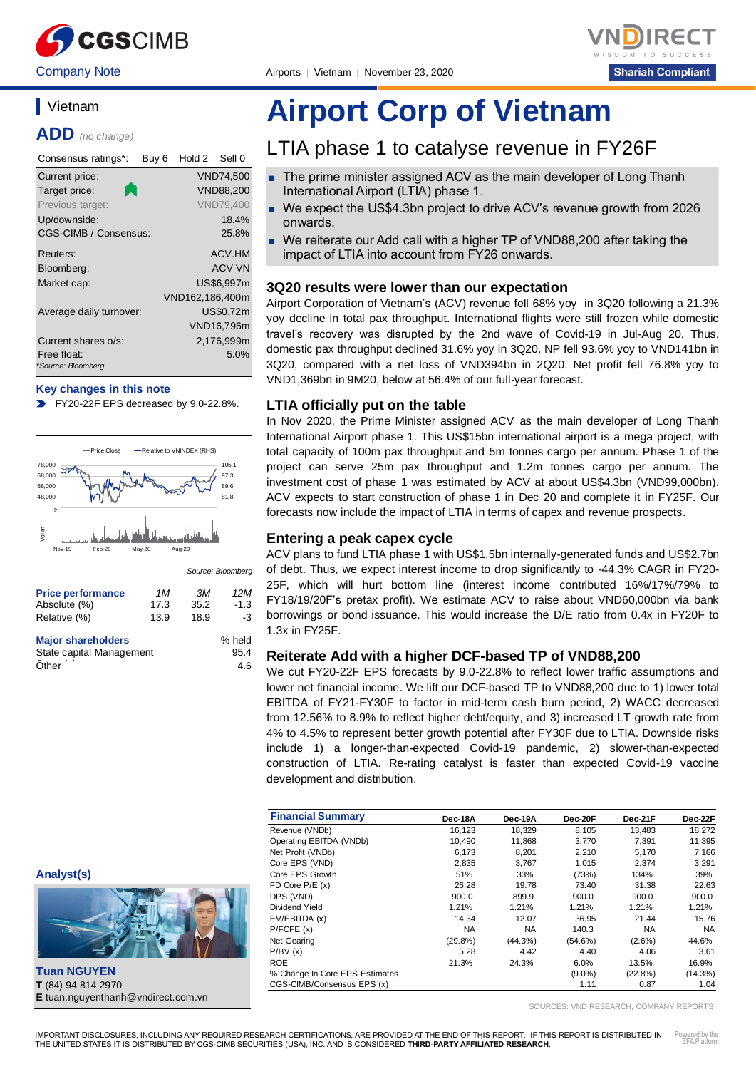# Airport Corp of Vietnam

## LTIA phase 1 to catalyse revenue in FY26F

Company Note | Airports | Vietnam | November 23, 2020

Shariah Compliant

- The prime minister assigned ACV as the main developer of Long Thanh International Airport (LTIA) phase 1.
- We expect the US$4.3bn project to drive ACV's revenue growth from 2026 onwards.
- We reiterate our Add call with a higher TP of VND88,200 after taking the impact of LTIA into account from FY26 onwards.

### Vietnam

**ADD** *(no change)*

| Consensus ratings*: | Buy 6 | Hold 2 | Sell 0 |
|---|---|---|---|

| | |
|---|---|
| Current price: | VND74,500 |
| Target price: | VND88,200 |
| Previous target: | VND79,400 |
| Up/downside: | 18.4% |
| CGS-CIMB / Consensus: | 25.8% |
| Reuters: | ACV.HM |
| Bloomberg: | ACV VN |
| Market cap: | US$6,997m |
| | VND162,186,400m |
| Average daily turnover: | US$0.72m |
| | VND16,796m |
| Current shares o/s: | 2,176,999m |
| Free float: | 5.0% |

*Source: Bloomberg

**Key changes in this note**

- FY20-22F EPS decreased by 9.0-22.8%.

Source: Bloomberg

| Price performance | 1M | 3M | 12M |
|---|---|---|---|
| Absolute (%) | 17.3 | 35.2 | -1.3 |
| Relative (%) | 13.9 | 18.9 | -3 |

| Major shareholders | % held |
|---|---|
| State capital Management | 95.4 |
| Other | 4.6 |

### 3Q20 results were lower than our expectation

Airport Corporation of Vietnam's (ACV) revenue fell 68% yoy in 3Q20 following a 21.3% yoy decline in total pax throughput. International flights were still frozen while domestic travel's recovery was disrupted by the 2nd wave of Covid-19 in Jul-Aug 20. Thus, domestic pax throughput declined 31.6% yoy in 3Q20. NP fell 93.6% yoy to VND141bn in 3Q20, compared with a net loss of VND394bn in 2Q20. Net profit fell 76.8% yoy to VND1,369bn in 9M20, below at 56.4% of our full-year forecast.

### LTIA officially put on the table

In Nov 2020, the Prime Minister assigned ACV as the main developer of Long Thanh International Airport phase 1. This US$15bn international airport is a mega project, with total capacity of 100m pax throughput and 5m tonnes cargo per annum. Phase 1 of the project can serve 25m pax throughput and 1.2m tonnes cargo per annum. The investment cost of phase 1 was estimated by ACV at about US$4.3bn (VND99,000bn). ACV expects to start construction of phase 1 in Dec 20 and complete it in FY25F. Our forecasts now include the impact of LTIA in terms of capex and revenue prospects.

### Entering a peak capex cycle

ACV plans to fund LTIA phase 1 with US$1.5bn internally-generated funds and US$2.7bn of debt. Thus, we expect interest income to drop significantly to -44.3% CAGR in FY20-25F, which will hurt bottom line (interest income contributed 16%/17%/79% to FY18/19/20F's pretax profit). We estimate ACV to raise about VND60,000bn via bank borrowings or bond issuance. This would increase the D/E ratio from 0.4x in FY20F to 1.3x in FY25F.

### Reiterate Add with a higher DCF-based TP of VND88,200

We cut FY20-22F EPS forecasts by 9.0-22.8% to reflect lower traffic assumptions and lower net financial income. We lift our DCF-based TP to VND88,200 due to 1) lower total EBITDA of FY21-FY30F to factor in mid-term cash burn period, 2) WACC decreased from 12.56% to 8.9% to reflect higher debt/equity, and 3) increased LT growth rate from 4% to 4.5% to represent better growth potential after FY30F due to LTIA. Downside risks include 1) a longer-than-expected Covid-19 pandemic, 2) slower-than-expected construction of LTIA. Re-rating catalyst is faster than expected Covid-19 vaccine development and distribution.

| Financial Summary | Dec-18A | Dec-19A | Dec-20F | Dec-21F | Dec-22F |
|---|---|---|---|---|---|
| Revenue (VNDb) | 16,123 | 18,329 | 8,105 | 13,483 | 18,272 |
| Operating EBITDA (VNDb) | 10,490 | 11,868 | 3,770 | 7,391 | 11,395 |
| Net Profit (VNDb) | 6,173 | 8,201 | 2,210 | 5,170 | 7,166 |
| Core EPS (VND) | 2,835 | 3,767 | 1,015 | 2,374 | 3,291 |
| Core EPS Growth | 51% | 33% | (73%) | 134% | 39% |
| FD Core P/E (x) | 26.28 | 19.78 | 73.40 | 31.38 | 22.63 |
| DPS (VND) | 900.0 | 899.9 | 900.0 | 900.0 | 900.0 |
| Dividend Yield | 1.21% | 1.21% | 1.21% | 1.21% | 1.21% |
| EV/EBITDA (x) | 14.34 | 12.07 | 36.95 | 21.44 | 15.76 |
| P/FCFE (x) | NA | NA | 140.3 | NA | NA |
| Net Gearing | (29.8%) | (44.3%) | (54.6%) | (2.6%) | 44.6% |
| P/BV (x) | 5.28 | 4.42 | 4.40 | 4.06 | 3.61 |
| ROE | 21.3% | 24.3% | 6.0% | 13.5% | 16.9% |
| % Change In Core EPS Estimates | | | (9.0%) | (22.8%) | (14.3%) |
| CGS-CIMB/Consensus EPS (x) | | | 1.11 | 0.87 | 1.04 |

SOURCES: VND RESEARCH, COMPANY REPORTS

**Analyst(s)**

**Tuan NGUYEN**
**T** (84) 94 814 2970
**E** tuan.nguyenthanh@vndirect.com.vn

IMPORTANT DISCLOSURES, INCLUDING ANY REQUIRED RESEARCH CERTIFICATIONS, ARE PROVIDED AT THE END OF THIS REPORT. IF THIS REPORT IS DISTRIBUTED IN THE UNITED STATES IT IS DISTRIBUTED BY CGS-CIMB SECURITIES (USA), INC. AND IS CONSIDERED **THIRD-PARTY AFFILIATED RESEARCH**.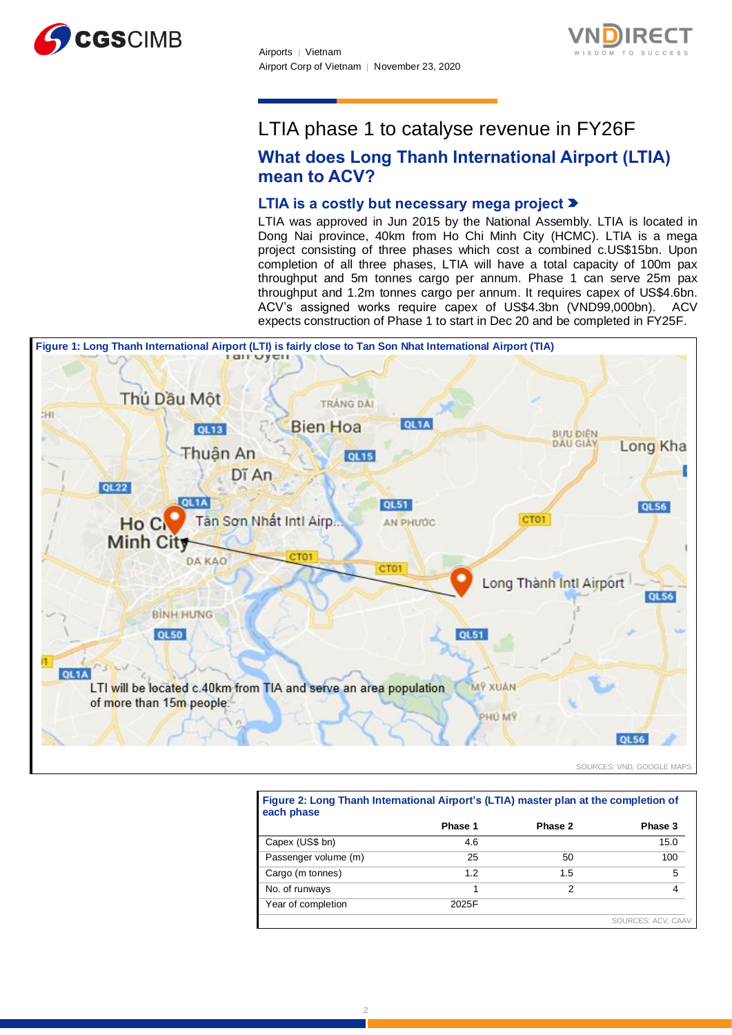# LTIA phase 1 to catalyse revenue in FY26F

## What does Long Thanh International Airport (LTIA) mean to ACV?

### LTIA is a costly but necessary mega project

LTIA was approved in Jun 2015 by the National Assembly. LTIA is located in Dong Nai province, 40km from Ho Chi Minh City (HCMC). LTIA is a mega project consisting of three phases which cost a combined c.US$15bn. Upon completion of all three phases, LTIA will have a total capacity of 100m pax throughput and 5m tonnes cargo per annum. Phase 1 can serve 25m pax throughput and 1.2m tonnes cargo per annum. It requires capex of US$4.6bn. ACV's assigned works require capex of US$4.3bn (VND99,000bn). ACV expects construction of Phase 1 to start in Dec 20 and be completed in FY25F.

**Figure 1: Long Thanh International Airport (LTI) is fairly close to Tan Son Nhat International Airport (TIA)**

LTI will be located c.40km from TIA and serve an area population of more than 15m people.

SOURCES: VND, GOOGLE MAPS

**Figure 2: Long Thanh International Airport's (LTIA) master plan at the completion of each phase**

| | Phase 1 | Phase 2 | Phase 3 |
|---|---|---|---|
| Capex (US$ bn) | 4.6 | | 15.0 |
| Passenger volume (m) | 25 | 50 | 100 |
| Cargo (m tonnes) | 1.2 | 1.5 | 5 |
| No. of runways | 1 | 2 | 4 |
| Year of completion | 2025F | | |

SOURCES: ACV, CAAV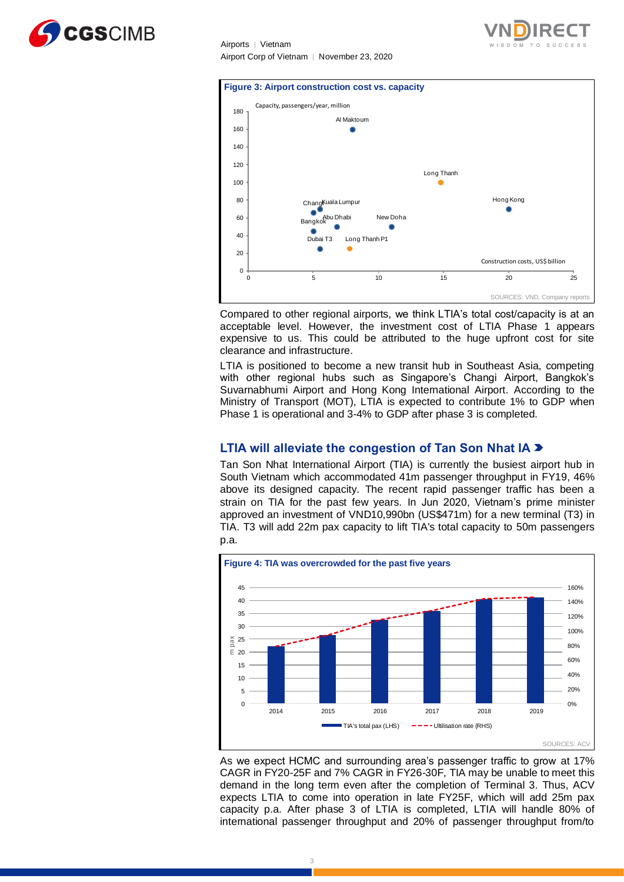**Figure 3: Airport construction cost vs. capacity**

SOURCES: VND, Company reports

Compared to other regional airports, we think LTIA's total cost/capacity is at an acceptable level. However, the investment cost of LTIA Phase 1 appears expensive to us. This could be attributed to the huge upfront cost for site clearance and infrastructure.

LTIA is positioned to become a new transit hub in Southeast Asia, competing with other regional hubs such as Singapore's Changi Airport, Bangkok's Suvarnabhumi Airport and Hong Kong International Airport. According to the Ministry of Transport (MOT), LTIA is expected to contribute 1% to GDP when Phase 1 is operational and 3-4% to GDP after phase 3 is completed.

## LTIA will alleviate the congestion of Tan Son Nhat IA

Tan Son Nhat International Airport (TIA) is currently the busiest airport hub in South Vietnam which accommodated 41m passenger throughput in FY19, 46% above its designed capacity. The recent rapid passenger traffic has been a strain on TIA for the past few years. In Jun 2020, Vietnam's prime minister approved an investment of VND10,990bn (US$471m) for a new terminal (T3) in TIA. T3 will add 22m pax capacity to lift TIA's total capacity to 50m passengers p.a.

**Figure 4: TIA was overcrowded for the past five years**

SOURCES: ACV

As we expect HCMC and surrounding area's passenger traffic to grow at 17% CAGR in FY20-25F and 7% CAGR in FY26-30F, TIA may be unable to meet this demand in the long term even after the completion of Terminal 3. Thus, ACV expects LTIA to come into operation in late FY25F, which will add 25m pax capacity p.a. After phase 3 of LTIA is completed, LTIA will handle 80% of international passenger throughput and 20% of passenger throughput from/to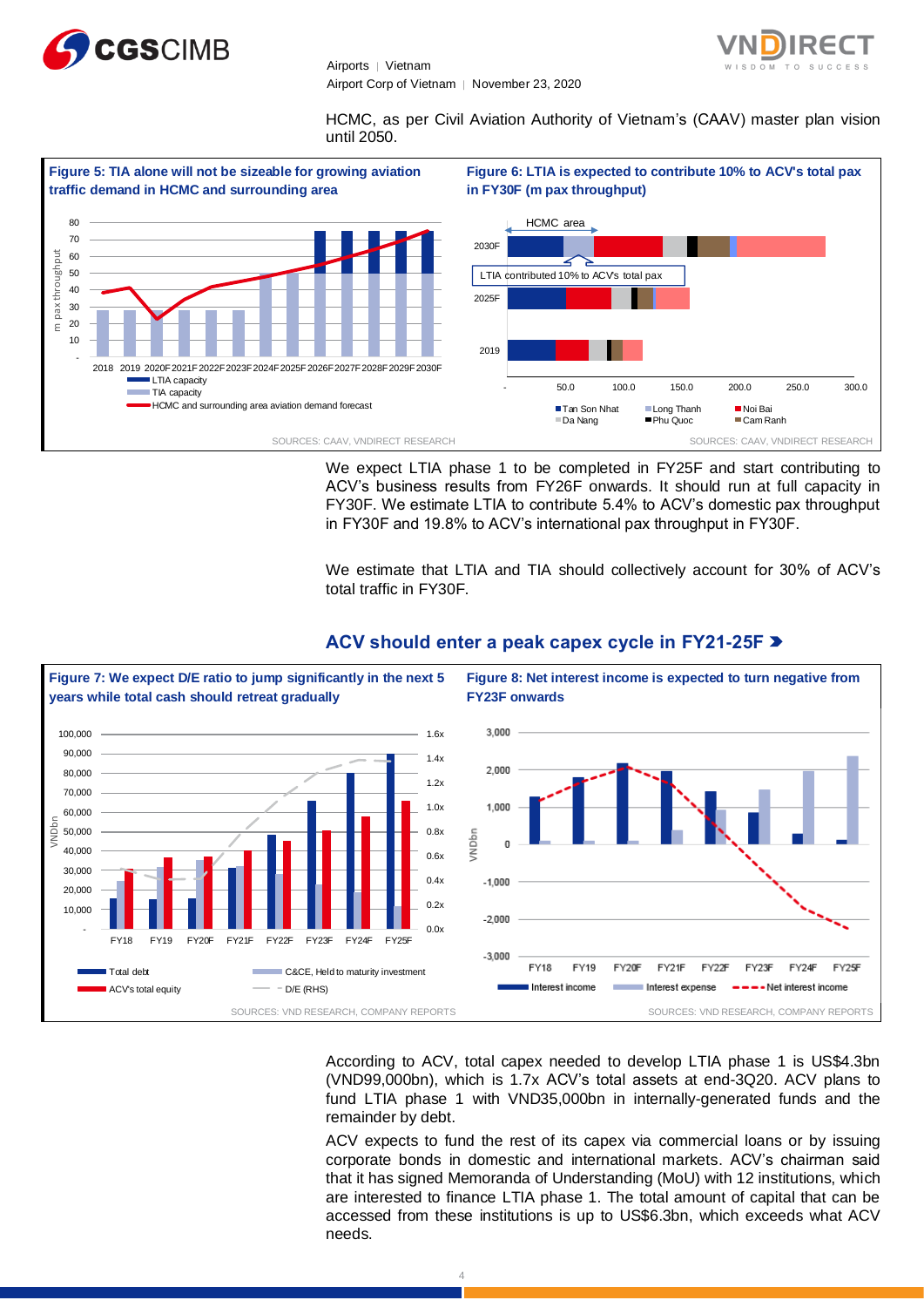HCMC, as per Civil Aviation Authority of Vietnam's (CAAV) master plan vision until 2050.

**Figure 5: TIA alone will not be sizeable for growing aviation traffic demand in HCMC and surrounding area**

SOURCES: CAAV, VNDIRECT RESEARCH

**Figure 6: LTIA is expected to contribute 10% to ACV's total pax in FY30F (m pax throughput)**

SOURCES: CAAV, VNDIRECT RESEARCH

We expect LTIA phase 1 to be completed in FY25F and start contributing to ACV's business results from FY26F onwards. It should run at full capacity in FY30F. We estimate LTIA to contribute 5.4% to ACV's domestic pax throughput in FY30F and 19.8% to ACV's international pax throughput in FY30F.

We estimate that LTIA and TIA should collectively account for 30% of ACV's total traffic in FY30F.

## ACV should enter a peak capex cycle in FY21-25F

**Figure 7: We expect D/E ratio to jump significantly in the next 5 years while total cash should retreat gradually**

SOURCES: VND RESEARCH, COMPANY REPORTS

**Figure 8: Net interest income is expected to turn negative from FY23F onwards**

SOURCES: VND RESEARCH, COMPANY REPORTS

According to ACV, total capex needed to develop LTIA phase 1 is US$4.3bn (VND99,000bn), which is 1.7x ACV's total assets at end-3Q20. ACV plans to fund LTIA phase 1 with VND35,000bn in internally-generated funds and the remainder by debt.

ACV expects to fund the rest of its capex via commercial loans or by issuing corporate bonds in domestic and international markets. ACV's chairman said that it has signed Memoranda of Understanding (MoU) with 12 institutions, which are interested to finance LTIA phase 1. The total amount of capital that can be accessed from these institutions is up to US$6.3bn, which exceeds what ACV needs.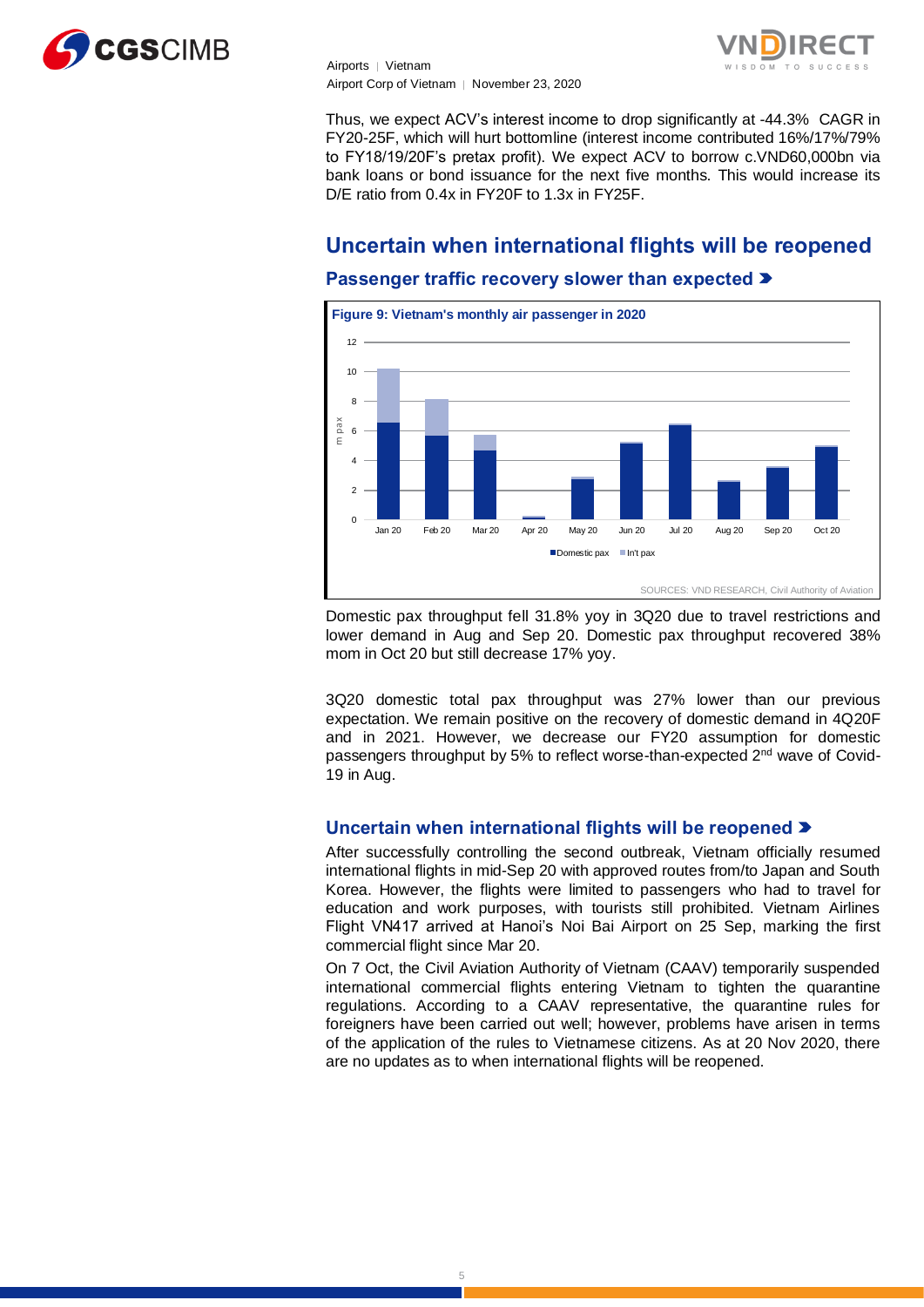Thus, we expect ACV's interest income to drop significantly at -44.3% CAGR in FY20-25F, which will hurt bottomline (interest income contributed 16%/17%/79% to FY18/19/20F's pretax profit). We expect ACV to borrow c.VND60,000bn via bank loans or bond issuance for the next five months. This would increase its D/E ratio from 0.4x in FY20F to 1.3x in FY25F.

## Uncertain when international flights will be reopened

### Passenger traffic recovery slower than expected

**Figure 9: Vietnam's monthly air passenger in 2020**

SOURCES: VND RESEARCH, Civil Authority of Aviation

Domestic pax throughput fell 31.8% yoy in 3Q20 due to travel restrictions and lower demand in Aug and Sep 20. Domestic pax throughput recovered 38% mom in Oct 20 but still decrease 17% yoy.

3Q20 domestic total pax throughput was 27% lower than our previous expectation. We remain positive on the recovery of domestic demand in 4Q20F and in 2021. However, we decrease our FY20 assumption for domestic passengers throughput by 5% to reflect worse-than-expected 2nd wave of Covid-19 in Aug.

### Uncertain when international flights will be reopened

After successfully controlling the second outbreak, Vietnam officially resumed international flights in mid-Sep 20 with approved routes from/to Japan and South Korea. However, the flights were limited to passengers who had to travel for education and work purposes, with tourists still prohibited. Vietnam Airlines Flight VN417 arrived at Hanoi's Noi Bai Airport on 25 Sep, marking the first commercial flight since Mar 20.

On 7 Oct, the Civil Aviation Authority of Vietnam (CAAV) temporarily suspended international commercial flights entering Vietnam to tighten the quarantine regulations. According to a CAAV representative, the quarantine rules for foreigners have been carried out well; however, problems have arisen in terms of the application of the rules to Vietnamese citizens. As at 20 Nov 2020, there are no updates as to when international flights will be reopened.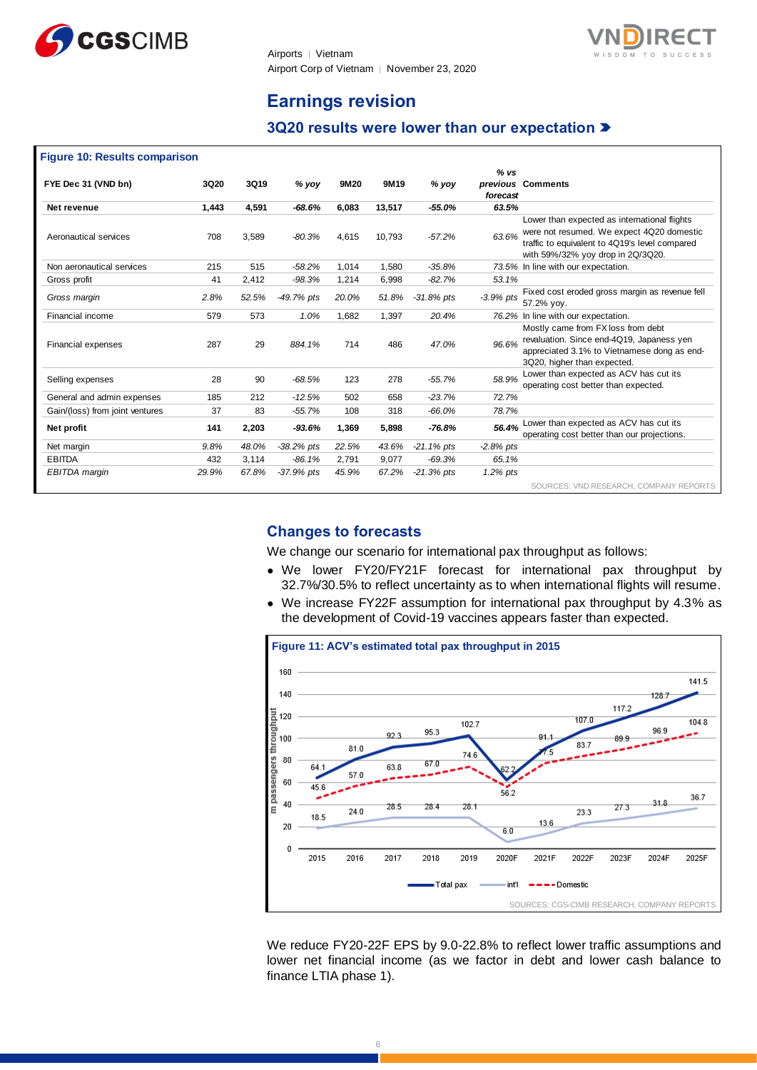# Earnings revision

## 3Q20 results were lower than our expectation

**Figure 10: Results comparison**

| FYE Dec 31 (VND bn) | 3Q20 | 3Q19 | % yoy | 9M20 | 9M19 | % yoy | % vs previous forecast | Comments |
|---|---|---|---|---|---|---|---|---|
| **Net revenue** | **1,443** | **4,591** | ***-68.6%*** | **6,083** | **13,517** | ***-55.0%*** | ***63.5%*** | |
| Aeronautical services | 708 | 3,589 | *-80.3%* | 4,615 | 10,793 | *-57.2%* | *63.6%* | Lower than expected as international flights were not resumed. We expect 4Q20 domestic traffic to equivalent to 4Q19's level compared with 59%/32% yoy drop in 2Q/3Q20. |
| Non aeronautical services | 215 | 515 | *-58.2%* | 1,014 | 1,580 | *-35.8%* | *73.5%* | In line with our expectation. |
| Gross profit | 41 | 2,412 | *-98.3%* | 1,214 | 6,998 | *-82.7%* | *53.1%* | |
| *Gross margin* | *2.8%* | *52.5%* | *-49.7% pts* | *20.0%* | *51.8%* | *-31.8% pts* | *-3.9% pts* | Fixed cost eroded gross margin as revenue fell 57.2% yoy. |
| Financial income | 579 | 573 | *1.0%* | 1,682 | 1,397 | *20.4%* | *76.2%* | In line with our expectation. |
| Financial expenses | 287 | 29 | *884.1%* | 714 | 486 | *47.0%* | *96.6%* | Mostly came from FX loss from debt revaluation. Since end-4Q19, Japaness yen appreciated 3.1% to Vietnamese dong as end-3Q20, higher than expected. |
| Selling expenses | 28 | 90 | *-68.5%* | 123 | 278 | *-55.7%* | *58.9%* | Lower than expected as ACV has cut its operating cost better than expected. |
| General and admin expenses | 185 | 212 | *-12.5%* | 502 | 658 | *-23.7%* | *72.7%* | |
| Gain/(loss) from joint ventures | 37 | 83 | *-55.7%* | 108 | 318 | *-66.0%* | *78.7%* | |
| **Net profit** | **141** | **2,203** | ***-93.6%*** | **1,369** | **5,898** | ***-76.8%*** | ***56.4%*** | Lower than expected as ACV has cut its operating cost better than our projections. |
| Net margin | *9.8%* | *48.0%* | *-38.2% pts* | *22.5%* | *43.6%* | *-21.1% pts* | *-2.8% pts* | |
| EBITDA | 432 | 3,114 | *-86.1%* | 2,791 | 9,077 | *-69.3%* | *65.1%* | |
| *EBITDA margin* | *29.9%* | *67.8%* | *-37.9% pts* | *45.9%* | *67.2%* | *-21.3% pts* | *1.2% pts* | |

SOURCES: VND RESEARCH, COMPANY REPORTS

## Changes to forecasts

We change our scenario for international pax throughput as follows:

- We lower FY20/FY21F forecast for international pax throughput by 32.7%/30.5% to reflect uncertainty as to when international flights will resume.
- We increase FY22F assumption for international pax throughput by 4.3% as the development of Covid-19 vaccines appears faster than expected.

**Figure 11: ACV's estimated total pax throughput in 2015**

| m passengers throughput | 2015 | 2016 | 2017 | 2018 | 2019 | 2020F | 2021F | 2022F | 2023F | 2024F | 2025F |
|---|---|---|---|---|---|---|---|---|---|---|---|
| Total pax | 64.1 | 81.0 | 92.3 | 95.3 | 102.7 | 62.2 | 91.1 | 107.0 | 117.2 | 128.7 | 141.5 |
| Int'l | 18.5 | 24.0 | 28.5 | 28.4 | 28.1 | 6.0 | 13.6 | 23.3 | 27.3 | 31.8 | 36.7 |
| Domestic | 45.6 | 57.0 | 63.8 | 67.0 | 74.6 | 56.2 | 77.5 | 83.7 | 89.9 | 96.9 | 104.8 |

SOURCES: CGS-CIMB RESEARCH, COMPANY REPORTS

We reduce FY20-22F EPS by 9.0-22.8% to reflect lower traffic assumptions and lower net financial income (as we factor in debt and lower cash balance to finance LTIA phase 1).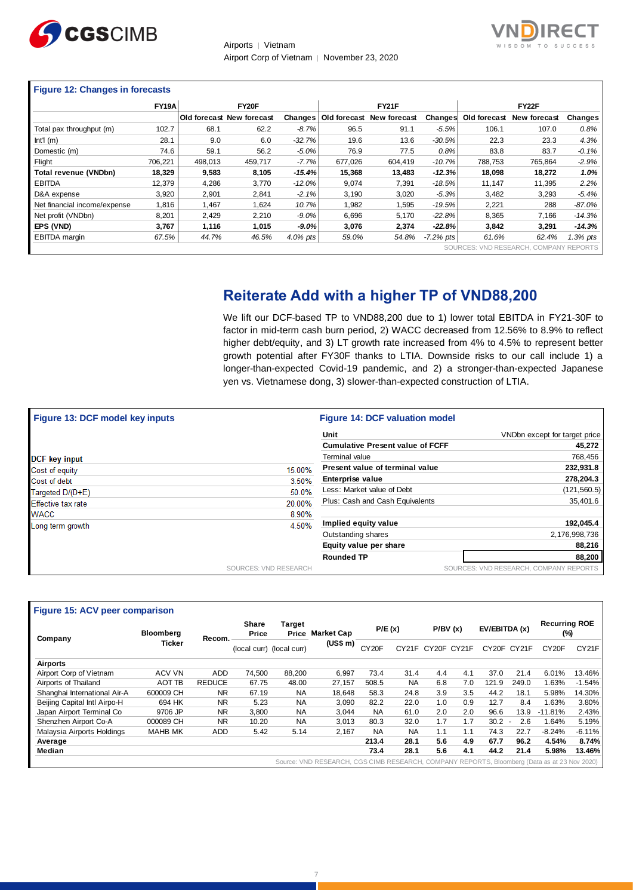### Figure 12: Changes in forecasts

| | FY19A | FY20F | | | FY21F | | | FY22F | | |
|---|---|---|---|---|---|---|---|---|---|---|
| | | Old forecast | New forecast | Changes | Old forecast | New forecast | Changes | Old forecast | New forecast | Changes |
| Total pax throughput (m) | 102.7 | 68.1 | 62.2 | *-8.7%* | 96.5 | 91.1 | *-5.5%* | 106.1 | 107.0 | *0.8%* |
| Int'l (m) | 28.1 | 9.0 | 6.0 | *-32.7%* | 19.6 | 13.6 | *-30.5%* | 22.3 | 23.3 | *4.3%* |
| Domestic (m) | 74.6 | 59.1 | 56.2 | *-5.0%* | 76.9 | 77.5 | *0.8%* | 83.8 | 83.7 | *-0.1%* |
| Flight | 706,221 | 498,013 | 459,717 | *-7.7%* | 677,026 | 604,419 | *-10.7%* | 788,753 | 765,864 | *-2.9%* |
| **Total revenue (VNDbn)** | **18,329** | **9,583** | **8,105** | ***-15.4%*** | **15,368** | **13,483** | ***-12.3%*** | **18,098** | **18,272** | ***1.0%*** |
| EBITDA | 12,379 | 4,286 | 3,770 | *-12.0%* | 9,074 | 7,391 | *-18.5%* | 11,147 | 11,395 | *2.2%* |
| D&A expense | 3,920 | 2,901 | 2,841 | *-2.1%* | 3,190 | 3,020 | *-5.3%* | 3,482 | 3,293 | *-5.4%* |
| Net financial income/expense | 1,816 | 1,467 | 1,624 | *10.7%* | 1,982 | 1,595 | *-19.5%* | 2,221 | 288 | *-87.0%* |
| Net profit (VNDbn) | 8,201 | 2,429 | 2,210 | *-9.0%* | 6,696 | 5,170 | *-22.8%* | 8,365 | 7,166 | *-14.3%* |
| **EPS (VND)** | **3,767** | **1,116** | **1,015** | ***-9.0%*** | **3,076** | **2,374** | ***-22.8%*** | **3,842** | **3,291** | ***-14.3%*** |
| EBITDA margin | *67.5%* | *44.7%* | *46.5%* | *4.0% pts* | *59.0%* | *54.8%* | *-7.2% pts* | *61.6%* | *62.4%* | *1.3% pts* |

SOURCES: VND RESEARCH, COMPANY REPORTS

## Reiterate Add with a higher TP of VND88,200

We lift our DCF-based TP to VND88,200 due to 1) lower total EBITDA in FY21-30F to factor in mid-term cash burn period, 2) WACC decreased from 12.56% to 8.9% to reflect higher debt/equity, and 3) LT growth rate increased from 4% to 4.5% to represent better growth potential after FY30F thanks to LTIA. Downside risks to our call include 1) a longer-than-expected Covid-19 pandemic, and 2) a stronger-than-expected Japanese yen vs. Vietnamese dong, 3) slower-than-expected construction of LTIA.

### Figure 13: DCF model key inputs

| DCF key input | |
|---|---|
| Cost of equity | 15.00% |
| Cost of debt | 3.50% |
| Targeted D/(D+E) | 50.0% |
| Effective tax rate | 20.00% |
| WACC | 8.90% |
| Long term growth | 4.50% |

SOURCES: VND RESEARCH

### Figure 14: DCF valuation model

| Unit | VNDbn except for target price |
|---|---|
| **Cumulative Present value of FCFF** | **45,272** |
| Terminal value | 768,456 |
| **Present value of terminal value** | **232,931.8** |
| **Enterprise value** | **278,204.3** |
| Less: Market value of Debt | (121,560.5) |
| Plus: Cash and Cash Equivalents | 35,401.6 |
| **Implied equity value** | **192,045.4** |
| Outstanding shares | 2,176,998,736 |
| **Equity value per share** | **88,216** |
| **Rounded TP** | **88,200** |

SOURCES: VND RESEARCH, COMPANY REPORTS

### Figure 15: ACV peer comparison

| Company | Bloomberg Ticker | Recom. | Share Price | Target Price | Market Cap (US$ m) | P/E (x) | | P/BV (x) | | EV/EBITDA (x) | | Recurring ROE (%) | |
|---|---|---|---|---|---|---|---|---|---|---|---|---|---|
| | | | (local curr) | (local curr) | | CY20F | CY21F | CY20F | CY21F | CY20F | CY21F | CY20F | CY21F |
| **Airports** | | | | | | | | | | | | | |
| Airport Corp of Vietnam | ACV VN | ADD | 74,500 | 88,200 | 6,997 | 73.4 | 31.4 | 4.4 | 4.1 | 37.0 | 21.4 | 6.01% | 13.46% |
| Airports of Thailand | AOT TB | REDUCE | 67.75 | 48.00 | 27,157 | 508.5 | NA | 6.8 | 7.0 | 121.9 | 249.0 | 1.63% | -1.54% |
| Shanghai International Air-A | 600009 CH | NR | 67.19 | NA | 18,648 | 58.3 | 24.8 | 3.9 | 3.5 | 44.2 | 18.1 | 5.98% | 14.30% |
| Beijing Capital Intl Airpo-H | 694 HK | NR | 5.23 | NA | 3,090 | 82.2 | 22.0 | 1.0 | 0.9 | 12.7 | 8.4 | 1.63% | 3.80% |
| Japan Airport Terminal Co | 9706 JP | NR | 3,800 | NA | 3,044 | NA | 61.0 | 2.0 | 2.0 | 96.6 | 13.9 | -11.81% | 2.43% |
| Shenzhen Airport Co-A | 000089 CH | NR | 10.20 | NA | 3,013 | 80.3 | 32.0 | 1.7 | 1.7 | 30.2 - | 2.6 | 1.64% | 5.19% |
| Malaysia Airports Holdings | MAHB MK | ADD | 5.42 | 5.14 | 2,167 | NA | NA | 1.1 | 1.1 | 74.3 | 22.7 | -8.24% | -6.11% |
| **Average** | | | | | | **213.4** | **28.1** | **5.6** | **4.9** | **67.7** | **96.2** | **4.54%** | **8.74%** |
| **Median** | | | | | | **73.4** | **28.1** | **5.6** | **4.1** | **44.2** | **21.4** | **5.98%** | **13.46%** |

Source: VND RESEARCH, CGS CIMB RESEARCH, COMPANY REPORTS, Bloomberg (Data as at 23 Nov 2020)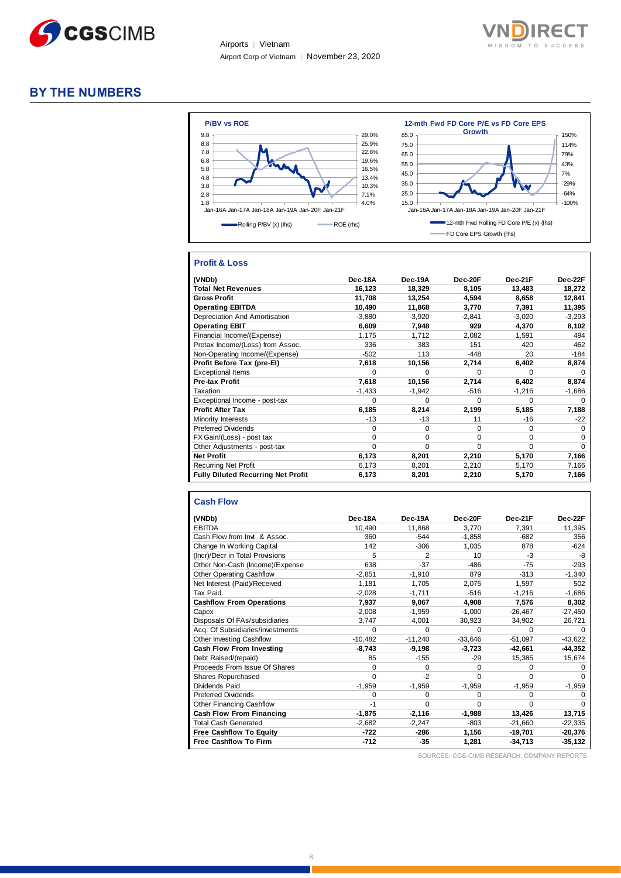## BY THE NUMBERS

**P/BV vs ROE**

Rolling P/BV (x) (lhs) — ROE (rhs)

**12-mth Fwd FD Core P/E vs FD Core EPS Growth**

12-mth Fwd Rolling FD Core P/E (x) (lhs) — FD Core EPS Growth (rhs)

### Profit & Loss

| (VNDb) | Dec-18A | Dec-19A | Dec-20F | Dec-21F | Dec-22F |
|---|---|---|---|---|---|
| **Total Net Revenues** | **16,123** | **18,329** | **8,105** | **13,483** | **18,272** |
| **Gross Profit** | **11,708** | **13,254** | **4,594** | **8,658** | **12,841** |
| **Operating EBITDA** | **10,490** | **11,868** | **3,770** | **7,391** | **11,395** |
| Depreciation And Amortisation | -3,880 | -3,920 | -2,841 | -3,020 | -3,293 |
| **Operating EBIT** | **6,609** | **7,948** | **929** | **4,370** | **8,102** |
| Financial Income/(Expense) | 1,175 | 1,712 | 2,082 | 1,591 | 494 |
| Pretax Income/(Loss) from Assoc. | 336 | 383 | 151 | 420 | 462 |
| Non-Operating Income/(Expense) | -502 | 113 | -448 | 20 | -184 |
| **Profit Before Tax (pre-EI)** | **7,618** | **10,156** | **2,714** | **6,402** | **8,874** |
| Exceptional Items | 0 | 0 | 0 | 0 | 0 |
| **Pre-tax Profit** | **7,618** | **10,156** | **2,714** | **6,402** | **8,874** |
| Taxation | -1,433 | -1,942 | -516 | -1,216 | -1,686 |
| Exceptional Income - post-tax | 0 | 0 | 0 | 0 | 0 |
| **Profit After Tax** | **6,185** | **8,214** | **2,199** | **5,185** | **7,188** |
| Minority Interests | -13 | -13 | 11 | -16 | -22 |
| Preferred Dividends | 0 | 0 | 0 | 0 | 0 |
| FX Gain/(Loss) - post tax | 0 | 0 | 0 | 0 | 0 |
| Other Adjustments - post-tax | 0 | 0 | 0 | 0 | 0 |
| **Net Profit** | **6,173** | **8,201** | **2,210** | **5,170** | **7,166** |
| Recurring Net Profit | 6,173 | 8,201 | 2,210 | 5,170 | 7,166 |
| **Fully Diluted Recurring Net Profit** | **6,173** | **8,201** | **2,210** | **5,170** | **7,166** |

### Cash Flow

| (VNDb) | Dec-18A | Dec-19A | Dec-20F | Dec-21F | Dec-22F |
|---|---|---|---|---|---|
| EBITDA | 10,490 | 11,868 | 3,770 | 7,391 | 11,395 |
| Cash Flow from Invt. & Assoc. | 360 | -544 | -1,858 | -682 | 356 |
| Change In Working Capital | 142 | -306 | 1,035 | 878 | -624 |
| (Incr)/Decr in Total Provisions | 5 | 2 | 10 | -3 | -8 |
| Other Non-Cash (Income)/Expense | 638 | -37 | -486 | -75 | -293 |
| Other Operating Cashflow | -2,851 | -1,910 | 879 | -313 | -1,340 |
| Net Interest (Paid)/Received | 1,181 | 1,705 | 2,075 | 1,597 | 502 |
| Tax Paid | -2,028 | -1,711 | -516 | -1,216 | -1,686 |
| **Cashflow From Operations** | **7,937** | **9,067** | **4,908** | **7,576** | **8,302** |
| Capex | -2,008 | -1,959 | -1,000 | -26,467 | -27,450 |
| Disposals Of FAs/subsidiaries | 3,747 | 4,001 | 30,923 | 34,902 | 26,721 |
| Acq. Of Subsidiaries/investments | 0 | 0 | 0 | 0 | 0 |
| Other Investing Cashflow | -10,482 | -11,240 | -33,646 | -51,097 | -43,622 |
| **Cash Flow From Investing** | **-8,743** | **-9,198** | **-3,723** | **-42,661** | **-44,352** |
| Debt Raised/(repaid) | 85 | -155 | -29 | 15,385 | 15,674 |
| Proceeds From Issue Of Shares | 0 | 0 | 0 | 0 | 0 |
| Shares Repurchased | 0 | -2 | 0 | 0 | 0 |
| Dividends Paid | -1,959 | -1,959 | -1,959 | -1,959 | -1,959 |
| Preferred Dividends | 0 | 0 | 0 | 0 | 0 |
| Other Financing Cashflow | -1 | 0 | 0 | 0 | 0 |
| **Cash Flow From Financing** | **-1,875** | **-2,116** | **-1,988** | **13,426** | **13,715** |
| Total Cash Generated | -2,682 | -2,247 | -803 | -21,660 | -22,335 |
| **Free Cashflow To Equity** | **-722** | **-286** | **1,156** | **-19,701** | **-20,376** |
| **Free Cashflow To Firm** | **-712** | **-35** | **1,281** | **-34,713** | **-35,132** |

SOURCES: CGS-CIMB RESEARCH, COMPANY REPORTS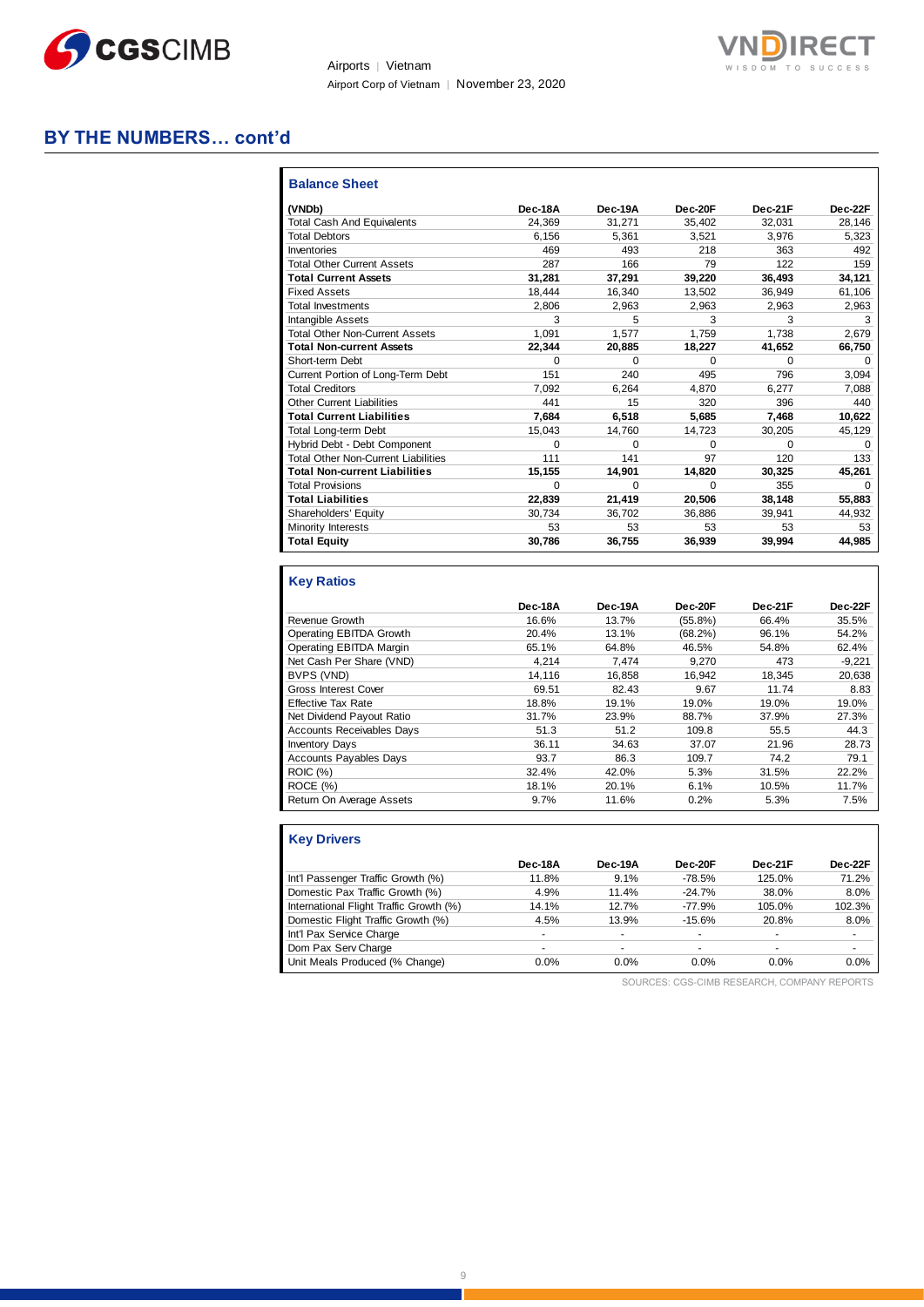## BY THE NUMBERS… cont'd

### Balance Sheet

| (VNDb) | Dec-18A | Dec-19A | Dec-20F | Dec-21F | Dec-22F |
|---|---|---|---|---|---|
| Total Cash And Equivalents | 24,369 | 31,271 | 35,402 | 32,031 | 28,146 |
| Total Debtors | 6,156 | 5,361 | 3,521 | 3,976 | 5,323 |
| Inventories | 469 | 493 | 218 | 363 | 492 |
| Total Other Current Assets | 287 | 166 | 79 | 122 | 159 |
| **Total Current Assets** | **31,281** | **37,291** | **39,220** | **36,493** | **34,121** |
| Fixed Assets | 18,444 | 16,340 | 13,502 | 36,949 | 61,106 |
| Total Investments | 2,806 | 2,963 | 2,963 | 2,963 | 2,963 |
| Intangible Assets | 3 | 5 | 3 | 3 | 3 |
| Total Other Non-Current Assets | 1,091 | 1,577 | 1,759 | 1,738 | 2,679 |
| **Total Non-current Assets** | **22,344** | **20,885** | **18,227** | **41,652** | **66,750** |
| Short-term Debt | 0 | 0 | 0 | 0 | 0 |
| Current Portion of Long-Term Debt | 151 | 240 | 495 | 796 | 3,094 |
| Total Creditors | 7,092 | 6,264 | 4,870 | 6,277 | 7,088 |
| Other Current Liabilities | 441 | 15 | 320 | 396 | 440 |
| **Total Current Liabilities** | **7,684** | **6,518** | **5,685** | **7,468** | **10,622** |
| Total Long-term Debt | 15,043 | 14,760 | 14,723 | 30,205 | 45,129 |
| Hybrid Debt - Debt Component | 0 | 0 | 0 | 0 | 0 |
| Total Other Non-Current Liabilities | 111 | 141 | 97 | 120 | 133 |
| **Total Non-current Liabilities** | **15,155** | **14,901** | **14,820** | **30,325** | **45,261** |
| Total Provisions | 0 | 0 | 0 | 355 | 0 |
| **Total Liabilities** | **22,839** | **21,419** | **20,506** | **38,148** | **55,883** |
| Shareholders' Equity | 30,734 | 36,702 | 36,886 | 39,941 | 44,932 |
| Minority Interests | 53 | 53 | 53 | 53 | 53 |
| **Total Equity** | **30,786** | **36,755** | **36,939** | **39,994** | **44,985** |

### Key Ratios

| | Dec-18A | Dec-19A | Dec-20F | Dec-21F | Dec-22F |
|---|---|---|---|---|---|
| Revenue Growth | 16.6% | 13.7% | (55.8%) | 66.4% | 35.5% |
| Operating EBITDA Growth | 20.4% | 13.1% | (68.2%) | 96.1% | 54.2% |
| Operating EBITDA Margin | 65.1% | 64.8% | 46.5% | 54.8% | 62.4% |
| Net Cash Per Share (VND) | 4,214 | 7,474 | 9,270 | 473 | -9,221 |
| BVPS (VND) | 14,116 | 16,858 | 16,942 | 18,345 | 20,638 |
| Gross Interest Cover | 69.51 | 82.43 | 9.67 | 11.74 | 8.83 |
| Effective Tax Rate | 18.8% | 19.1% | 19.0% | 19.0% | 19.0% |
| Net Dividend Payout Ratio | 31.7% | 23.9% | 88.7% | 37.9% | 27.3% |
| Accounts Receivables Days | 51.3 | 51.2 | 109.8 | 55.5 | 44.3 |
| Inventory Days | 36.11 | 34.63 | 37.07 | 21.96 | 28.73 |
| Accounts Payables Days | 93.7 | 86.3 | 109.7 | 74.2 | 79.1 |
| ROIC (%) | 32.4% | 42.0% | 5.3% | 31.5% | 22.2% |
| ROCE (%) | 18.1% | 20.1% | 6.1% | 10.5% | 11.7% |
| Return On Average Assets | 9.7% | 11.6% | 0.2% | 5.3% | 7.5% |

### Key Drivers

| | Dec-18A | Dec-19A | Dec-20F | Dec-21F | Dec-22F |
|---|---|---|---|---|---|
| Int'l Passenger Traffic Growth (%) | 11.8% | 9.1% | -78.5% | 125.0% | 71.2% |
| Domestic Pax Traffic Growth (%) | 4.9% | 11.4% | -24.7% | 38.0% | 8.0% |
| International Flight Traffic Growth (%) | 14.1% | 12.7% | -77.9% | 105.0% | 102.3% |
| Domestic Flight Traffic Growth (%) | 4.5% | 13.9% | -15.6% | 20.8% | 8.0% |
| Int'l Pax Service Charge | - | - | - | - | - |
| Dom Pax Serv Charge | - | - | - | - | - |
| Unit Meals Produced (% Change) | 0.0% | 0.0% | 0.0% | 0.0% | 0.0% |

SOURCES: CGS-CIMB RESEARCH, COMPANY REPORTS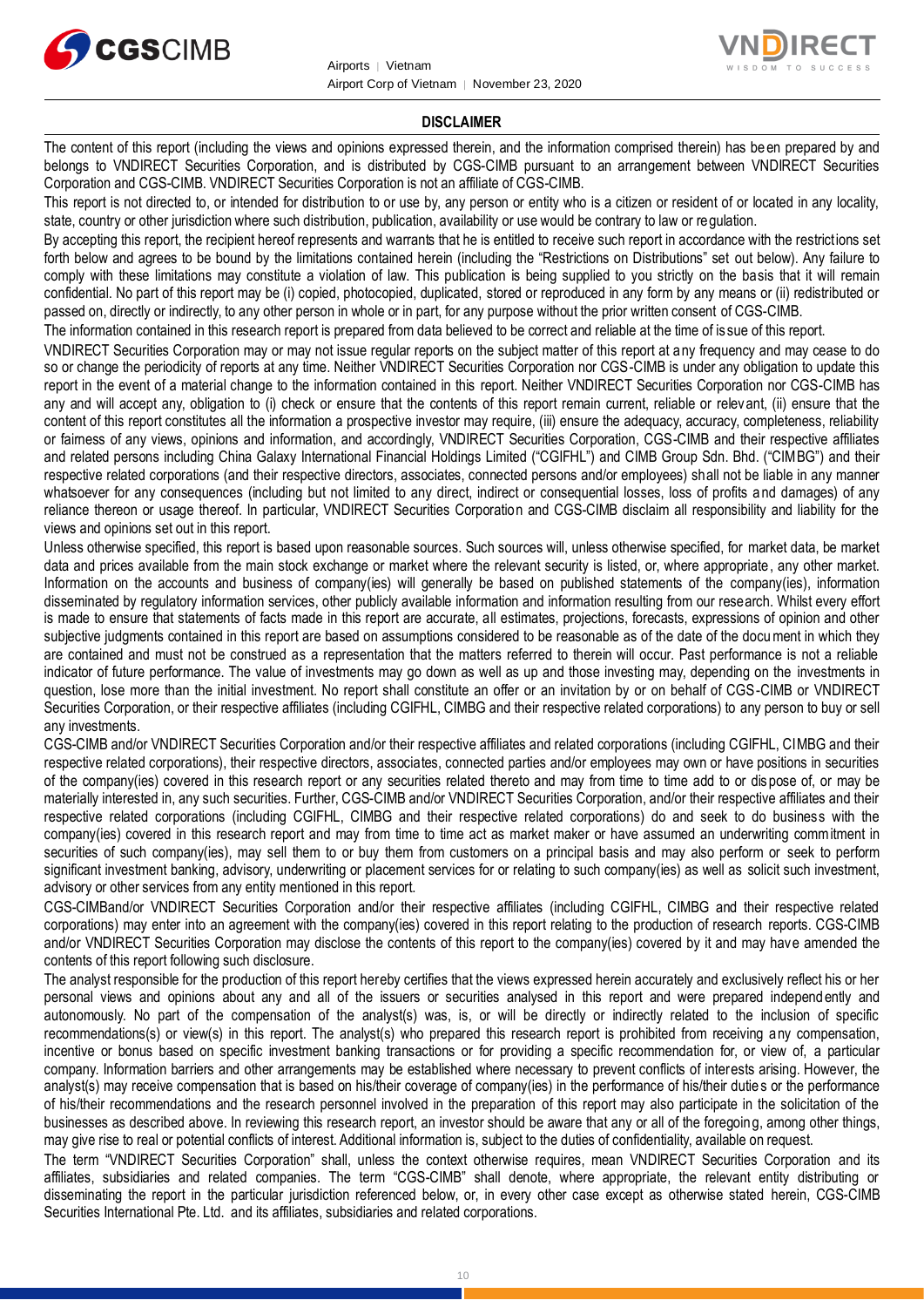## DISCLAIMER

The content of this report (including the views and opinions expressed therein, and the information comprised therein) has been prepared by and belongs to VNDIRECT Securities Corporation, and is distributed by CGS-CIMB pursuant to an arrangement between VNDIRECT Securities Corporation and CGS-CIMB. VNDIRECT Securities Corporation is not an affiliate of CGS-CIMB.

This report is not directed to, or intended for distribution to or use by, any person or entity who is a citizen or resident of or located in any locality, state, country or other jurisdiction where such distribution, publication, availability or use would be contrary to law or regulation.

By accepting this report, the recipient hereof represents and warrants that he is entitled to receive such report in accordance with the restrictions set forth below and agrees to be bound by the limitations contained herein (including the "Restrictions on Distributions" set out below). Any failure to comply with these limitations may constitute a violation of law. This publication is being supplied to you strictly on the basis that it will remain confidential. No part of this report may be (i) copied, photocopied, duplicated, stored or reproduced in any form by any means or (ii) redistributed or passed on, directly or indirectly, to any other person in whole or in part, for any purpose without the prior written consent of CGS-CIMB.

The information contained in this research report is prepared from data believed to be correct and reliable at the time of issue of this report.

VNDIRECT Securities Corporation may or may not issue regular reports on the subject matter of this report at any frequency and may cease to do so or change the periodicity of reports at any time. Neither VNDIRECT Securities Corporation nor CGS-CIMB is under any obligation to update this report in the event of a material change to the information contained in this report. Neither VNDIRECT Securities Corporation nor CGS-CIMB has any and will accept any, obligation to (i) check or ensure that the contents of this report remain current, reliable or relevant, (ii) ensure that the content of this report constitutes all the information a prospective investor may require, (iii) ensure the adequacy, accuracy, completeness, reliability or fairness of any views, opinions and information, and accordingly, VNDIRECT Securities Corporation, CGS-CIMB and their respective affiliates and related persons including China Galaxy International Financial Holdings Limited ("CGIFHL") and CIMB Group Sdn. Bhd. ("CIMBG") and their respective related corporations (and their respective directors, associates, connected persons and/or employees) shall not be liable in any manner whatsoever for any consequences (including but not limited to any direct, indirect or consequential losses, loss of profits and damages) of any reliance thereon or usage thereof. In particular, VNDIRECT Securities Corporation and CGS-CIMB disclaim all responsibility and liability for the views and opinions set out in this report.

Unless otherwise specified, this report is based upon reasonable sources. Such sources will, unless otherwise specified, for market data, be market data and prices available from the main stock exchange or market where the relevant security is listed, or, where appropriate, any other market. Information on the accounts and business of company(ies) will generally be based on published statements of the company(ies), information disseminated by regulatory information services, other publicly available information and information resulting from our research. Whilst every effort is made to ensure that statements of facts made in this report are accurate, all estimates, projections, forecasts, expressions of opinion and other subjective judgments contained in this report are based on assumptions considered to be reasonable as of the date of the document in which they are contained and must not be construed as a representation that the matters referred to therein will occur. Past performance is not a reliable indicator of future performance. The value of investments may go down as well as up and those investing may, depending on the investments in question, lose more than the initial investment. No report shall constitute an offer or an invitation by or on behalf of CGS-CIMB or VNDIRECT Securities Corporation, or their respective affiliates (including CGIFHL, CIMBG and their respective related corporations) to any person to buy or sell any investments.

CGS-CIMB and/or VNDIRECT Securities Corporation and/or their respective affiliates and related corporations (including CGIFHL, CIMBG and their respective related corporations), their respective directors, associates, connected parties and/or employees may own or have positions in securities of the company(ies) covered in this research report or any securities related thereto and may from time to time add to or dispose of, or may be materially interested in, any such securities. Further, CGS-CIMB and/or VNDIRECT Securities Corporation, and/or their respective affiliates and their respective related corporations (including CGIFHL, CIMBG and their respective related corporations) do and seek to do business with the company(ies) covered in this research report and may from time to time act as market maker or have assumed an underwriting commitment in securities of such company(ies), may sell them to or buy them from customers on a principal basis and may also perform or seek to perform significant investment banking, advisory, underwriting or placement services for or relating to such company(ies) as well as solicit such investment, advisory or other services from any entity mentioned in this report.

CGS-CIMBand/or VNDIRECT Securities Corporation and/or their respective affiliates (including CGIFHL, CIMBG and their respective related corporations) may enter into an agreement with the company(ies) covered in this report relating to the production of research reports. CGS-CIMB and/or VNDIRECT Securities Corporation may disclose the contents of this report to the company(ies) covered by it and may have amended the contents of this report following such disclosure.

The analyst responsible for the production of this report hereby certifies that the views expressed herein accurately and exclusively reflect his or her personal views and opinions about any and all of the issuers or securities analysed in this report and were prepared independently and autonomously. No part of the compensation of the analyst(s) was, is, or will be directly or indirectly related to the inclusion of specific recommendations(s) or view(s) in this report. The analyst(s) who prepared this research report is prohibited from receiving any compensation, incentive or bonus based on specific investment banking transactions or for providing a specific recommendation for, or view of, a particular company. Information barriers and other arrangements may be established where necessary to prevent conflicts of interests arising. However, the analyst(s) may receive compensation that is based on his/their coverage of company(ies) in the performance of his/their duties or the performance of his/their recommendations and the research personnel involved in the preparation of this report may also participate in the solicitation of the businesses as described above. In reviewing this research report, an investor should be aware that any or all of the foregoing, among other things, may give rise to real or potential conflicts of interest. Additional information is, subject to the duties of confidentiality, available on request.

The term "VNDIRECT Securities Corporation" shall, unless the context otherwise requires, mean VNDIRECT Securities Corporation and its affiliates, subsidiaries and related companies. The term "CGS-CIMB" shall denote, where appropriate, the relevant entity distributing or disseminating the report in the particular jurisdiction referenced below, or, in every other case except as otherwise stated herein, CGS-CIMB Securities International Pte. Ltd. and its affiliates, subsidiaries and related corporations.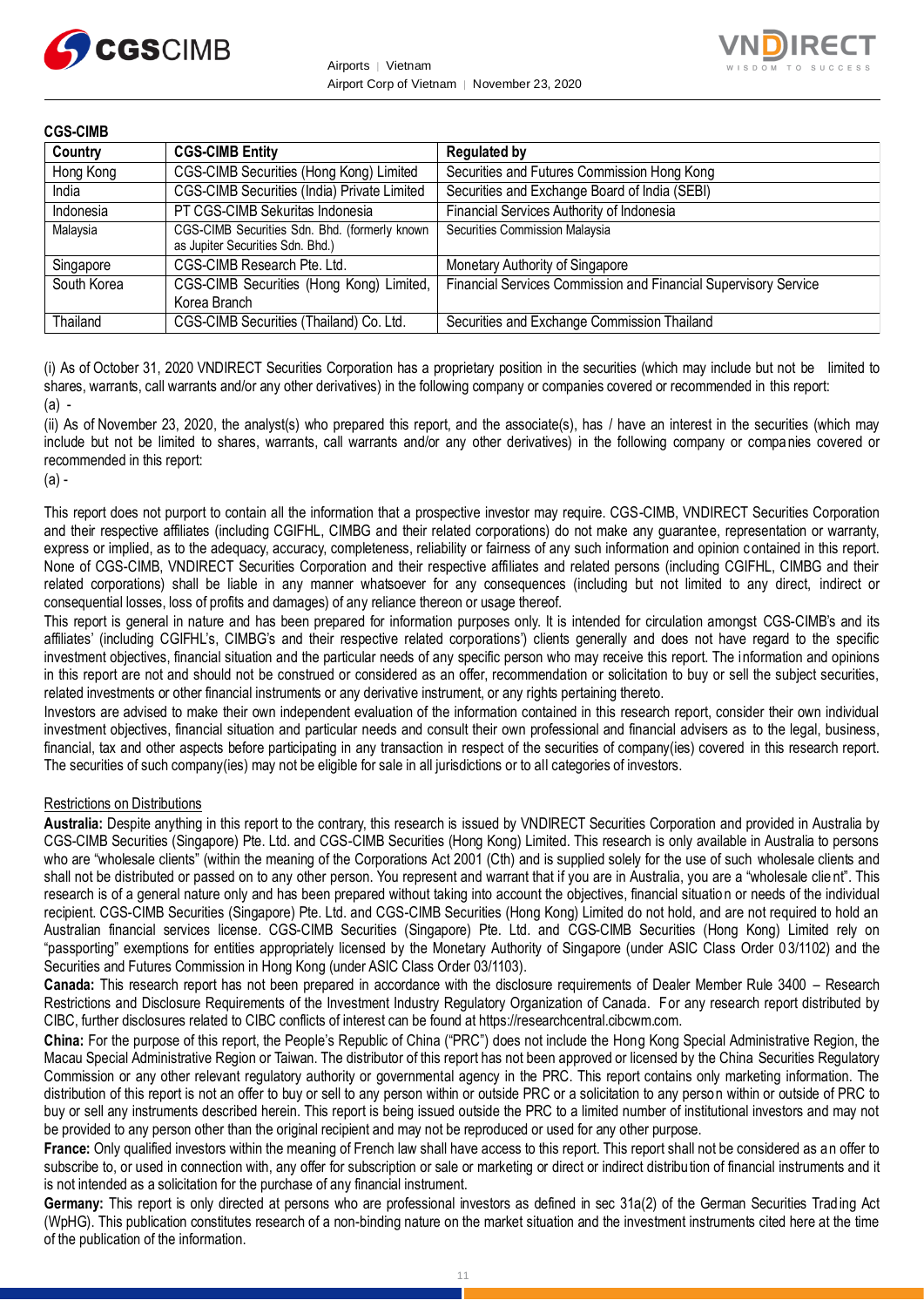**CGS-CIMB**

| Country | CGS-CIMB Entity | Regulated by |
| --- | --- | --- |
| Hong Kong | CGS-CIMB Securities (Hong Kong) Limited | Securities and Futures Commission Hong Kong |
| India | CGS-CIMB Securities (India) Private Limited | Securities and Exchange Board of India (SEBI) |
| Indonesia | PT CGS-CIMB Sekuritas Indonesia | Financial Services Authority of Indonesia |
| Malaysia | CGS-CIMB Securities Sdn. Bhd. (formerly known as Jupiter Securities Sdn. Bhd.) | Securities Commission Malaysia |
| Singapore | CGS-CIMB Research Pte. Ltd. | Monetary Authority of Singapore |
| South Korea | CGS-CIMB Securities (Hong Kong) Limited, Korea Branch | Financial Services Commission and Financial Supervisory Service |
| Thailand | CGS-CIMB Securities (Thailand) Co. Ltd. | Securities and Exchange Commission Thailand |

(i) As of October 31, 2020 VNDIRECT Securities Corporation has a proprietary position in the securities (which may include but not be limited to shares, warrants, call warrants and/or any other derivatives) in the following company or companies covered or recommended in this report:
(a) -

(ii) As of November 23, 2020, the analyst(s) who prepared this report, and the associate(s), has / have an interest in the securities (which may include but not be limited to shares, warrants, call warrants and/or any other derivatives) in the following company or companies covered or recommended in this report:
(a) -

This report does not purport to contain all the information that a prospective investor may require. CGS-CIMB, VNDIRECT Securities Corporation and their respective affiliates (including CGIFHL, CIMBG and their related corporations) do not make any guarantee, representation or warranty, express or implied, as to the adequacy, accuracy, completeness, reliability or fairness of any such information and opinion contained in this report. None of CGS-CIMB, VNDIRECT Securities Corporation and their respective affiliates and related persons (including CGIFHL, CIMBG and their related corporations) shall be liable in any manner whatsoever for any consequences (including but not limited to any direct, indirect or consequential losses, loss of profits and damages) of any reliance thereon or usage thereof.

This report is general in nature and has been prepared for information purposes only. It is intended for circulation amongst CGS-CIMB's and its affiliates' (including CGIFHL's, CIMBG's and their respective related corporations') clients generally and does not have regard to the specific investment objectives, financial situation and the particular needs of any specific person who may receive this report. The information and opinions in this report are not and should not be construed or considered as an offer, recommendation or solicitation to buy or sell the subject securities, related investments or other financial instruments or any derivative instrument, or any rights pertaining thereto.

Investors are advised to make their own independent evaluation of the information contained in this research report, consider their own individual investment objectives, financial situation and particular needs and consult their own professional and financial advisers as to the legal, business, financial, tax and other aspects before participating in any transaction in respect of the securities of company(ies) covered in this research report. The securities of such company(ies) may not be eligible for sale in all jurisdictions or to all categories of investors.

Restrictions on Distributions

**Australia:** Despite anything in this report to the contrary, this research is issued by VNDIRECT Securities Corporation and provided in Australia by CGS-CIMB Securities (Singapore) Pte. Ltd. and CGS-CIMB Securities (Hong Kong) Limited. This research is only available in Australia to persons who are "wholesale clients" (within the meaning of the Corporations Act 2001 (Cth) and is supplied solely for the use of such wholesale clients and shall not be distributed or passed on to any other person. You represent and warrant that if you are in Australia, you are a "wholesale client". This research is of a general nature only and has been prepared without taking into account the objectives, financial situation or needs of the individual recipient. CGS-CIMB Securities (Singapore) Pte. Ltd. and CGS-CIMB Securities (Hong Kong) Limited do not hold, and are not required to hold an Australian financial services license. CGS-CIMB Securities (Singapore) Pte. Ltd. and CGS-CIMB Securities (Hong Kong) Limited rely on "passporting" exemptions for entities appropriately licensed by the Monetary Authority of Singapore (under ASIC Class Order 03/1102) and the Securities and Futures Commission in Hong Kong (under ASIC Class Order 03/1103).

**Canada:** This research report has not been prepared in accordance with the disclosure requirements of Dealer Member Rule 3400 – Research Restrictions and Disclosure Requirements of the Investment Industry Regulatory Organization of Canada. For any research report distributed by CIBC, further disclosures related to CIBC conflicts of interest can be found at https://researchcentral.cibcwm.com.

**China:** For the purpose of this report, the People's Republic of China ("PRC") does not include the Hong Kong Special Administrative Region, the Macau Special Administrative Region or Taiwan. The distributor of this report has not been approved or licensed by the China Securities Regulatory Commission or any other relevant regulatory authority or governmental agency in the PRC. This report contains only marketing information. The distribution of this report is not an offer to buy or sell to any person within or outside PRC or a solicitation to any person within or outside of PRC to buy or sell any instruments described herein. This report is being issued outside the PRC to a limited number of institutional investors and may not be provided to any person other than the original recipient and may not be reproduced or used for any other purpose.

**France:** Only qualified investors within the meaning of French law shall have access to this report. This report shall not be considered as an offer to subscribe to, or used in connection with, any offer for subscription or sale or marketing or direct or indirect distribution of financial instruments and it is not intended as a solicitation for the purchase of any financial instrument.

**Germany:** This report is only directed at persons who are professional investors as defined in sec 31a(2) of the German Securities Trading Act (WpHG). This publication constitutes research of a non-binding nature on the market situation and the investment instruments cited here at the time of the publication of the information.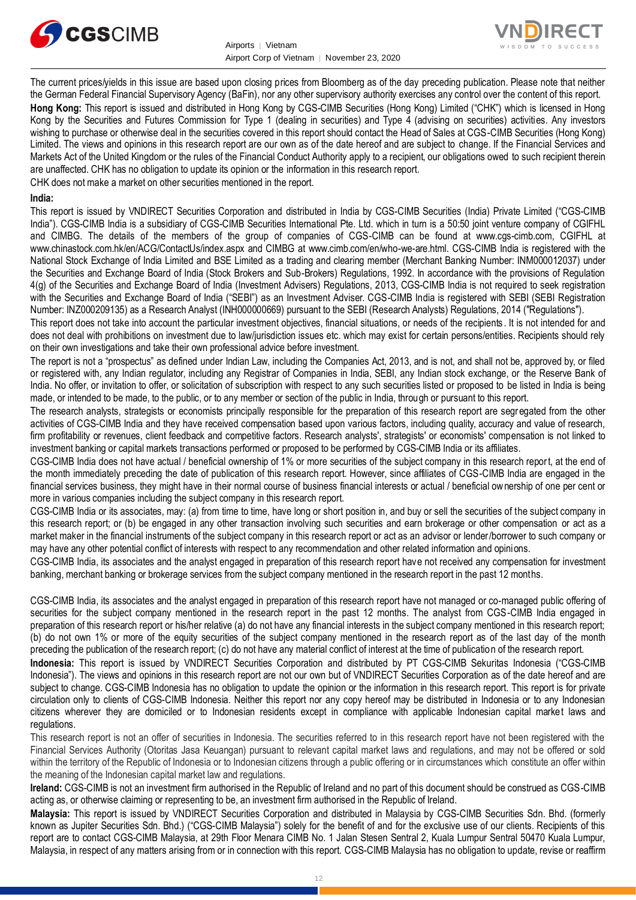The current prices/yields in this issue are based upon closing prices from Bloomberg as of the day preceding publication. Please note that neither the German Federal Financial Supervisory Agency (BaFin), nor any other supervisory authority exercises any control over the content of this report.

**Hong Kong:** This report is issued and distributed in Hong Kong by CGS-CIMB Securities (Hong Kong) Limited ("CHK") which is licensed in Hong Kong by the Securities and Futures Commission for Type 1 (dealing in securities) and Type 4 (advising on securities) activities. Any investors wishing to purchase or otherwise deal in the securities covered in this report should contact the Head of Sales at CGS-CIMB Securities (Hong Kong) Limited. The views and opinions in this research report are our own as of the date hereof and are subject to change. If the Financial Services and Markets Act of the United Kingdom or the rules of the Financial Conduct Authority apply to a recipient, our obligations owed to such recipient therein are unaffected. CHK has no obligation to update its opinion or the information in this research report.

CHK does not make a market on other securities mentioned in the report.

**India:**

This report is issued by VNDIRECT Securities Corporation and distributed in India by CGS-CIMB Securities (India) Private Limited ("CGS-CIMB India"). CGS-CIMB India is a subsidiary of CGS-CIMB Securities International Pte. Ltd. which in turn is a 50:50 joint venture company of CGIFHL and CIMBG. The details of the members of the group of companies of CGS-CIMB can be found at www.cgs-cimb.com, CGIFHL at www.chinastock.com.hk/en/ACG/ContactUs/index.aspx and CIMBG at www.cimb.com/en/who-we-are.html. CGS-CIMB India is registered with the National Stock Exchange of India Limited and BSE Limited as a trading and clearing member (Merchant Banking Number: INM000012037) under the Securities and Exchange Board of India (Stock Brokers and Sub-Brokers) Regulations, 1992. In accordance with the provisions of Regulation 4(g) of the Securities and Exchange Board of India (Investment Advisers) Regulations, 2013, CGS-CIMB India is not required to seek registration with the Securities and Exchange Board of India ("SEBI") as an Investment Adviser. CGS-CIMB India is registered with SEBI (SEBI Registration Number: INZ000209135) as a Research Analyst (INH000000669) pursuant to the SEBI (Research Analysts) Regulations, 2014 ("Regulations").

This report does not take into account the particular investment objectives, financial situations, or needs of the recipients. It is not intended for and does not deal with prohibitions on investment due to law/jurisdiction issues etc. which may exist for certain persons/entities. Recipients should rely on their own investigations and take their own professional advice before investment.

The report is not a "prospectus" as defined under Indian Law, including the Companies Act, 2013, and is not, and shall not be, approved by, or filed or registered with, any Indian regulator, including any Registrar of Companies in India, SEBI, any Indian stock exchange, or the Reserve Bank of India. No offer, or invitation to offer, or solicitation of subscription with respect to any such securities listed or proposed to be listed in India is being made, or intended to be made, to the public, or to any member or section of the public in India, through or pursuant to this report.

The research analysts, strategists or economists principally responsible for the preparation of this research report are segregated from the other activities of CGS-CIMB India and they have received compensation based upon various factors, including quality, accuracy and value of research, firm profitability or revenues, client feedback and competitive factors. Research analysts', strategists' or economists' compensation is not linked to investment banking or capital markets transactions performed or proposed to be performed by CGS-CIMB India or its affiliates.

CGS-CIMB India does not have actual / beneficial ownership of 1% or more securities of the subject company in this research report, at the end of the month immediately preceding the date of publication of this research report. However, since affiliates of CGS-CIMB India are engaged in the financial services business, they might have in their normal course of business financial interests or actual / beneficial ownership of one per cent or more in various companies including the subject company in this research report.

CGS-CIMB India or its associates, may: (a) from time to time, have long or short position in, and buy or sell the securities of the subject company in this research report; or (b) be engaged in any other transaction involving such securities and earn brokerage or other compensation or act as a market maker in the financial instruments of the subject company in this research report or act as an advisor or lender/borrower to such company or may have any other potential conflict of interests with respect to any recommendation and other related information and opinions.

CGS-CIMB India, its associates and the analyst engaged in preparation of this research report have not received any compensation for investment banking, merchant banking or brokerage services from the subject company mentioned in the research report in the past 12 months.

CGS-CIMB India, its associates and the analyst engaged in preparation of this research report have not managed or co-managed public offering of securities for the subject company mentioned in the research report in the past 12 months. The analyst from CGS-CIMB India engaged in preparation of this research report or his/her relative (a) do not have any financial interests in the subject company mentioned in this research report; (b) do not own 1% or more of the equity securities of the subject company mentioned in the research report as of the last day of the month preceding the publication of the research report; (c) do not have any material conflict of interest at the time of publication of the research report.

**Indonesia:** This report is issued by VNDIRECT Securities Corporation and distributed by PT CGS-CIMB Sekuritas Indonesia ("CGS-CIMB Indonesia"). The views and opinions in this research report are not our own but of VNDIRECT Securities Corporation as of the date hereof and are subject to change. CGS-CIMB Indonesia has no obligation to update the opinion or the information in this research report. This report is for private circulation only to clients of CGS-CIMB Indonesia. Neither this report nor any copy hereof may be distributed in Indonesia or to any Indonesian citizens wherever they are domiciled or to Indonesian residents except in compliance with applicable Indonesian capital market laws and regulations.

This research report is not an offer of securities in Indonesia. The securities referred to in this research report have not been registered with the Financial Services Authority (Otoritas Jasa Keuangan) pursuant to relevant capital market laws and regulations, and may not be offered or sold within the territory of the Republic of Indonesia or to Indonesian citizens through a public offering or in circumstances which constitute an offer within the meaning of the Indonesian capital market law and regulations.

**Ireland:** CGS-CIMB is not an investment firm authorised in the Republic of Ireland and no part of this document should be construed as CGS-CIMB acting as, or otherwise claiming or representing to be, an investment firm authorised in the Republic of Ireland.

**Malaysia:** This report is issued by VNDIRECT Securities Corporation and distributed in Malaysia by CGS-CIMB Securities Sdn. Bhd. (formerly known as Jupiter Securities Sdn. Bhd.) ("CGS-CIMB Malaysia") solely for the benefit of and for the exclusive use of our clients. Recipients of this report are to contact CGS-CIMB Malaysia, at 29th Floor Menara CIMB No. 1 Jalan Stesen Sentral 2, Kuala Lumpur Sentral 50470 Kuala Lumpur, Malaysia, in respect of any matters arising from or in connection with this report. CGS-CIMB Malaysia has no obligation to update, revise or reaffirm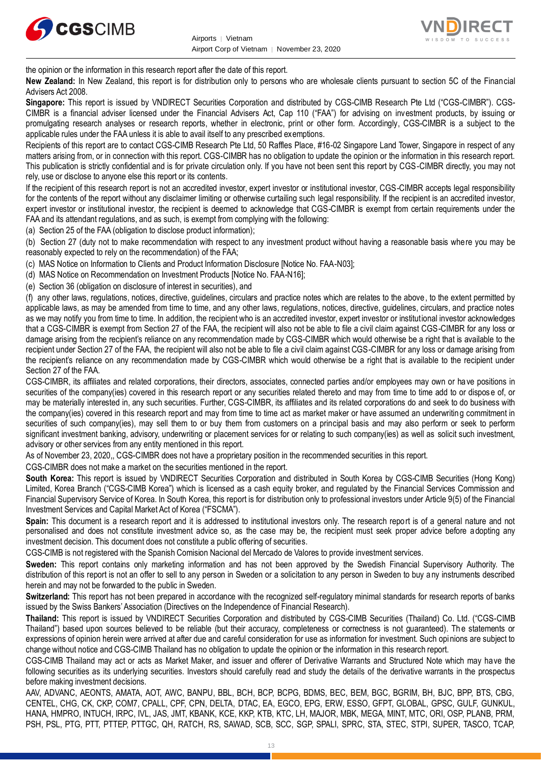the opinion or the information in this research report after the date of this report.

**New Zealand:** In New Zealand, this report is for distribution only to persons who are wholesale clients pursuant to section 5C of the Financial Advisers Act 2008.

**Singapore:** This report is issued by VNDIRECT Securities Corporation and distributed by CGS-CIMB Research Pte Ltd ("CGS-CIMBR"). CGS-CIMBR is a financial adviser licensed under the Financial Advisers Act, Cap 110 ("FAA") for advising on investment products, by issuing or promulgating research analyses or research reports, whether in electronic, print or other form. Accordingly, CGS-CIMBR is a subject to the applicable rules under the FAA unless it is able to avail itself to any prescribed exemptions.

Recipients of this report are to contact CGS-CIMB Research Pte Ltd, 50 Raffles Place, #16-02 Singapore Land Tower, Singapore in respect of any matters arising from, or in connection with this report. CGS-CIMBR has no obligation to update the opinion or the information in this research report. This publication is strictly confidential and is for private circulation only. If you have not been sent this report by CGS-CIMBR directly, you may not rely, use or disclose to anyone else this report or its contents.

If the recipient of this research report is not an accredited investor, expert investor or institutional investor, CGS-CIMBR accepts legal responsibility for the contents of the report without any disclaimer limiting or otherwise curtailing such legal responsibility. If the recipient is an accredited investor, expert investor or institutional investor, the recipient is deemed to acknowledge that CGS-CIMBR is exempt from certain requirements under the FAA and its attendant regulations, and as such, is exempt from complying with the following:

(a) Section 25 of the FAA (obligation to disclose product information);

(b) Section 27 (duty not to make recommendation with respect to any investment product without having a reasonable basis where you may be reasonably expected to rely on the recommendation) of the FAA;

(c) MAS Notice on Information to Clients and Product Information Disclosure [Notice No. FAA-N03];

(d) MAS Notice on Recommendation on Investment Products [Notice No. FAA-N16];

(e) Section 36 (obligation on disclosure of interest in securities), and

(f) any other laws, regulations, notices, directive, guidelines, circulars and practice notes which are relates to the above, to the extent permitted by applicable laws, as may be amended from time to time, and any other laws, regulations, notices, directive, guidelines, circulars, and practice notes as we may notify you from time to time. In addition, the recipient who is an accredited investor, expert investor or institutional investor acknowledges that a CGS-CIMBR is exempt from Section 27 of the FAA, the recipient will also not be able to file a civil claim against CGS-CIMBR for any loss or damage arising from the recipient's reliance on any recommendation made by CGS-CIMBR which would otherwise be a right that is available to the recipient under Section 27 of the FAA, the recipient will also not be able to file a civil claim against CGS-CIMBR for any loss or damage arising from the recipient's reliance on any recommendation made by CGS-CIMBR which would otherwise be a right that is available to the recipient under Section 27 of the FAA.

CGS-CIMBR, its affiliates and related corporations, their directors, associates, connected parties and/or employees may own or have positions in securities of the company(ies) covered in this research report or any securities related thereto and may from time to time add to or dispose of, or may be materially interested in, any such securities. Further, CGS-CIMBR, its affiliates and its related corporations do and seek to do business with the company(ies) covered in this research report and may from time to time act as market maker or have assumed an underwriting commitment in securities of such company(ies), may sell them to or buy them from customers on a principal basis and may also perform or seek to perform significant investment banking, advisory, underwriting or placement services for or relating to such company(ies) as well as solicit such investment, advisory or other services from any entity mentioned in this report.

As of November 23, 2020,, CGS-CIMBR does not have a proprietary position in the recommended securities in this report.

CGS-CIMBR does not make a market on the securities mentioned in the report.

**South Korea:** This report is issued by VNDIRECT Securities Corporation and distributed in South Korea by CGS-CIMB Securities (Hong Kong) Limited, Korea Branch ("CGS-CIMB Korea") which is licensed as a cash equity broker, and regulated by the Financial Services Commission and Financial Supervisory Service of Korea. In South Korea, this report is for distribution only to professional investors under Article 9(5) of the Financial Investment Services and Capital Market Act of Korea ("FSCMA").

**Spain:** This document is a research report and it is addressed to institutional investors only. The research report is of a general nature and not personalised and does not constitute investment advice so, as the case may be, the recipient must seek proper advice before adopting any investment decision. This document does not constitute a public offering of securities.

CGS-CIMB is not registered with the Spanish Comision Nacional del Mercado de Valores to provide investment services.

**Sweden:** This report contains only marketing information and has not been approved by the Swedish Financial Supervisory Authority. The distribution of this report is not an offer to sell to any person in Sweden or a solicitation to any person in Sweden to buy any instruments described herein and may not be forwarded to the public in Sweden.

**Switzerland:** This report has not been prepared in accordance with the recognized self-regulatory minimal standards for research reports of banks issued by the Swiss Bankers' Association (Directives on the Independence of Financial Research).

**Thailand:** This report is issued by VNDIRECT Securities Corporation and distributed by CGS-CIMB Securities (Thailand) Co. Ltd. ("CGS-CIMB Thailand") based upon sources believed to be reliable (but their accuracy, completeness or correctness is not guaranteed). The statements or expressions of opinion herein were arrived at after due and careful consideration for use as information for investment. Such opinions are subject to change without notice and CGS-CIMB Thailand has no obligation to update the opinion or the information in this research report.

CGS-CIMB Thailand may act or acts as Market Maker, and issuer and offerer of Derivative Warrants and Structured Note which may have the following securities as its underlying securities. Investors should carefully read and study the details of the derivative warrants in the prospectus before making investment decisions.

AAV, ADVANC, AEONTS, AMATA, AOT, AWC, BANPU, BBL, BCH, BCP, BCPG, BDMS, BEC, BEM, BGC, BGRIM, BH, BJC, BPP, BTS, CBG, CENTEL, CHG, CK, CKP, COM7, CPALL, CPF, CPN, DELTA, DTAC, EA, EGCO, EPG, ERW, ESSO, GFPT, GLOBAL, GPSC, GULF, GUNKUL, HANA, HMPRO, INTUCH, IRPC, IVL, JAS, JMT, KBANK, KCE, KKP, KTB, KTC, LH, MAJOR, MBK, MEGA, MINT, MTC, ORI, OSP, PLANB, PRM, PSH, PSL, PTG, PTT, PTTEP, PTTGC, QH, RATCH, RS, SAWAD, SCB, SCC, SGP, SPALI, SPRC, STA, STEC, STPI, SUPER, TASCO, TCAP,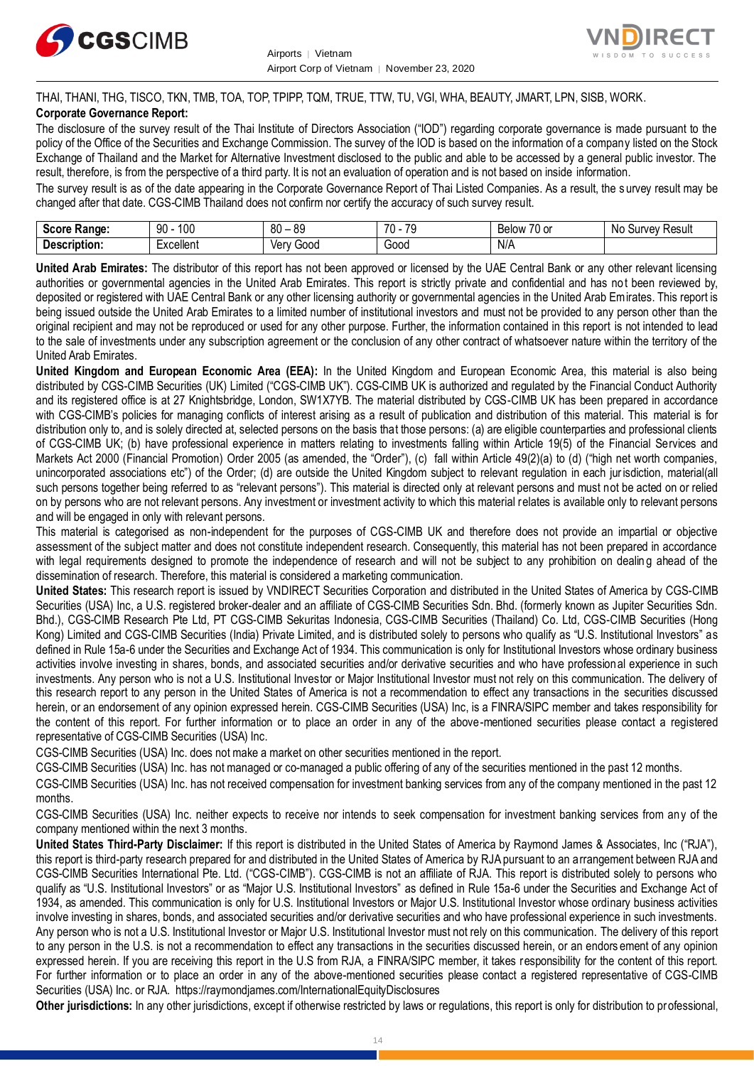THAI, THANI, THG, TISCO, TKN, TMB, TOA, TOP, TPIPP, TQM, TRUE, TTW, TU, VGI, WHA, BEAUTY, JMART, LPN, SISB, WORK.

**Corporate Governance Report:**

The disclosure of the survey result of the Thai Institute of Directors Association ("IOD") regarding corporate governance is made pursuant to the policy of the Office of the Securities and Exchange Commission. The survey of the IOD is based on the information of a company listed on the Stock Exchange of Thailand and the Market for Alternative Investment disclosed to the public and able to be accessed by a general public investor. The result, therefore, is from the perspective of a third party. It is not an evaluation of operation and is not based on inside information.

The survey result is as of the date appearing in the Corporate Governance Report of Thai Listed Companies. As a result, the survey result may be changed after that date. CGS-CIMB Thailand does not confirm nor certify the accuracy of such survey result.

| **Score Range:** | 90 - 100 | 80 – 89 | 70 - 79 | Below 70 or | No Survey Result |
|---|---|---|---|---|---|
| **Description:** | Excellent | Very Good | Good | N/A | |

**United Arab Emirates:** The distributor of this report has not been approved or licensed by the UAE Central Bank or any other relevant licensing authorities or governmental agencies in the United Arab Emirates. This report is strictly private and confidential and has not been reviewed by, deposited or registered with UAE Central Bank or any other licensing authority or governmental agencies in the United Arab Emirates. This report is being issued outside the United Arab Emirates to a limited number of institutional investors and must not be provided to any person other than the original recipient and may not be reproduced or used for any other purpose. Further, the information contained in this report is not intended to lead to the sale of investments under any subscription agreement or the conclusion of any other contract of whatsoever nature within the territory of the United Arab Emirates.

**United Kingdom and European Economic Area (EEA):** In the United Kingdom and European Economic Area, this material is also being distributed by CGS-CIMB Securities (UK) Limited ("CGS-CIMB UK"). CGS-CIMB UK is authorized and regulated by the Financial Conduct Authority and its registered office is at 27 Knightsbridge, London, SW1X7YB. The material distributed by CGS-CIMB UK has been prepared in accordance with CGS-CIMB's policies for managing conflicts of interest arising as a result of publication and distribution of this material. This material is for distribution only to, and is solely directed at, selected persons on the basis that those persons: (a) are eligible counterparties and professional clients of CGS-CIMB UK; (b) have professional experience in matters relating to investments falling within Article 19(5) of the Financial Services and Markets Act 2000 (Financial Promotion) Order 2005 (as amended, the "Order"), (c) fall within Article 49(2)(a) to (d) ("high net worth companies, unincorporated associations etc") of the Order; (d) are outside the United Kingdom subject to relevant regulation in each jurisdiction, material(all such persons together being referred to as "relevant persons"). This material is directed only at relevant persons and must not be acted on or relied on by persons who are not relevant persons. Any investment or investment activity to which this material relates is available only to relevant persons and will be engaged in only with relevant persons.

This material is categorised as non-independent for the purposes of CGS-CIMB UK and therefore does not provide an impartial or objective assessment of the subject matter and does not constitute independent research. Consequently, this material has not been prepared in accordance with legal requirements designed to promote the independence of research and will not be subject to any prohibition on dealing ahead of the dissemination of research. Therefore, this material is considered a marketing communication.

**United States:** This research report is issued by VNDIRECT Securities Corporation and distributed in the United States of America by CGS-CIMB Securities (USA) Inc, a U.S. registered broker-dealer and an affiliate of CGS-CIMB Securities Sdn. Bhd. (formerly known as Jupiter Securities Sdn. Bhd.), CGS-CIMB Research Pte Ltd, PT CGS-CIMB Sekuritas Indonesia, CGS-CIMB Securities (Thailand) Co. Ltd, CGS-CIMB Securities (Hong Kong) Limited and CGS-CIMB Securities (India) Private Limited, and is distributed solely to persons who qualify as "U.S. Institutional Investors" as defined in Rule 15a-6 under the Securities and Exchange Act of 1934. This communication is only for Institutional Investors whose ordinary business activities involve investing in shares, bonds, and associated securities and/or derivative securities and who have professional experience in such investments. Any person who is not a U.S. Institutional Investor or Major Institutional Investor must not rely on this communication. The delivery of this research report to any person in the United States of America is not a recommendation to effect any transactions in the securities discussed herein, or an endorsement of any opinion expressed herein. CGS-CIMB Securities (USA) Inc, is a FINRA/SIPC member and takes responsibility for the content of this report. For further information or to place an order in any of the above-mentioned securities please contact a registered representative of CGS-CIMB Securities (USA) Inc.

CGS-CIMB Securities (USA) Inc. does not make a market on other securities mentioned in the report.

CGS-CIMB Securities (USA) Inc. has not managed or co-managed a public offering of any of the securities mentioned in the past 12 months.

CGS-CIMB Securities (USA) Inc. has not received compensation for investment banking services from any of the company mentioned in the past 12 months.

CGS-CIMB Securities (USA) Inc. neither expects to receive nor intends to seek compensation for investment banking services from any of the company mentioned within the next 3 months.

**United States Third-Party Disclaimer:** If this report is distributed in the United States of America by Raymond James & Associates, Inc ("RJA"), this report is third-party research prepared for and distributed in the United States of America by RJA pursuant to an arrangement between RJA and CGS-CIMB Securities International Pte. Ltd. ("CGS-CIMB"). CGS-CIMB is not an affiliate of RJA. This report is distributed solely to persons who qualify as "U.S. Institutional Investors" or as "Major U.S. Institutional Investors" as defined in Rule 15a-6 under the Securities and Exchange Act of 1934, as amended. This communication is only for U.S. Institutional Investors or Major U.S. Institutional Investor whose ordinary business activities involve investing in shares, bonds, and associated securities and/or derivative securities and who have professional experience in such investments. Any person who is not a U.S. Institutional Investor or Major U.S. Institutional Investor must not rely on this communication. The delivery of this report to any person in the U.S. is not a recommendation to effect any transactions in the securities discussed herein, or an endorsement of any opinion expressed herein. If you are receiving this report in the U.S from RJA, a FINRA/SIPC member, it takes responsibility for the content of this report. For further information or to place an order in any of the above-mentioned securities please contact a registered representative of CGS-CIMB Securities (USA) Inc. or RJA. https://raymondjames.com/InternationalEquityDisclosures

**Other jurisdictions:** In any other jurisdictions, except if otherwise restricted by laws or regulations, this report is only for distribution to professional,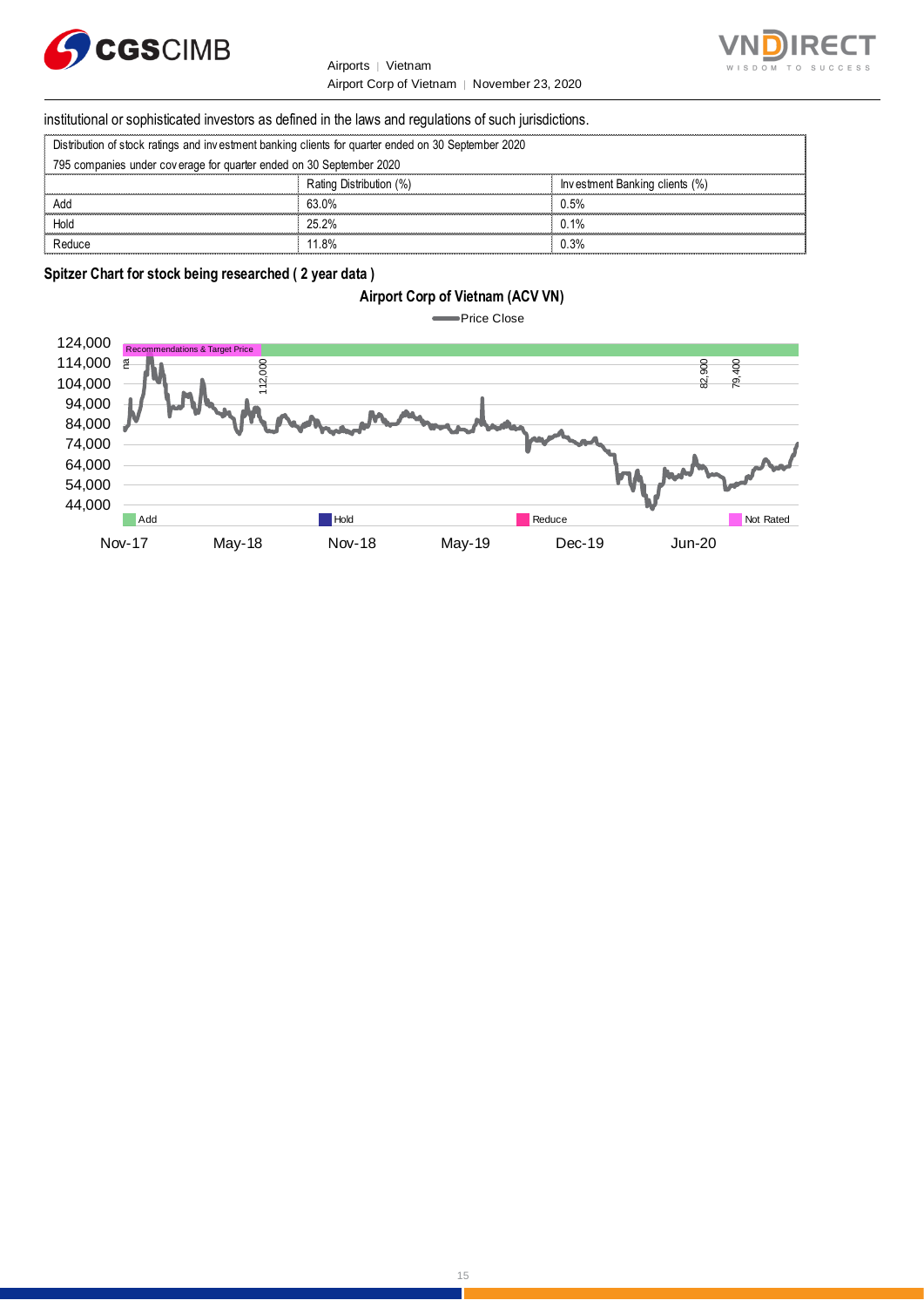institutional or sophisticated investors as defined in the laws and regulations of such jurisdictions.

| Distribution of stock ratings and investment banking clients for quarter ended on 30 September 2020 | | |
|---|---|---|
| 795 companies under coverage for quarter ended on 30 September 2020 | | |
| | Rating Distribution (%) | Investment Banking clients (%) |
| Add | 63.0% | 0.5% |
| Hold | 25.2% | 0.1% |
| Reduce | 11.8% | 0.3% |

**Spitzer Chart for stock being researched ( 2 year data )**

**Airport Corp of Vietnam (ACV VN)**

Price Close

Recommendations & Target Price: na, 112,000, 82,900, 79,400

Add | Hold | Reduce | Not Rated

Nov-17 | May-18 | Nov-18 | May-19 | Dec-19 | Jun-20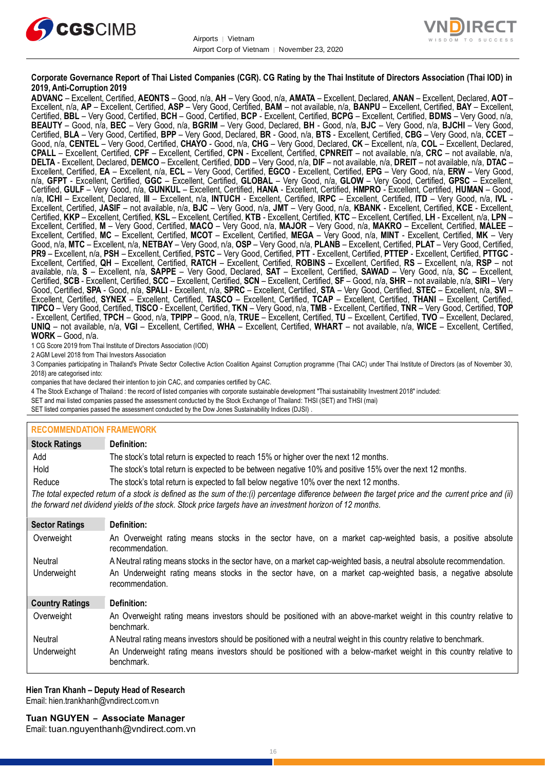**Corporate Governance Report of Thai Listed Companies (CGR). CG Rating by the Thai Institute of Directors Association (Thai IOD) in 2019, Anti-Corruption 2019**

**ADVANC** – Excellent, Certified, **AEONTS** – Good, n/a, **AH** – Very Good, n/a, **AMATA** – Excellent, Declared, **ANAN** – Excellent, Declared, **AOT** – Excellent, n/a, **AP** – Excellent, Certified, **ASP** – Very Good, Certified, **BAM** – not available, n/a, **BANPU** – Excellent, Certified, **BAY** – Excellent, Certified, **BBL** – Very Good, Certified, **BCH** – Good, Certified, **BCP** - Excellent, Certified, **BCPG** – Excellent, Certified, **BDMS** – Very Good, n/a, **BEAUTY** – Good, n/a, **BEC** – Very Good, n/a, **BGRIM** – Very Good, Declared, **BH** - Good, n/a, **BJC** – Very Good, n/a, **BJCHI** – Very Good, Certified, **BLA** – Very Good, Certified, **BPP** – Very Good, Declared, **BR** - Good, n/a, **BTS** - Excellent, Certified, **CBG** – Very Good, n/a, **CCET** – Good, n/a, **CENTEL** – Very Good, Certified, **CHAYO** - Good, n/a, **CHG** – Very Good, Declared, **CK** – Excellent, n/a, **COL** – Excellent, Declared, **CPALL** – Excellent, Certified, **CPF** – Excellent, Certified, **CPN** - Excellent, Certified, **CPNREIT** – not available, n/a, **CRC** – not available, n/a, **DELTA** - Excellent, Declared, **DEMCO** – Excellent, Certified, **DDD** – Very Good, n/a, **DIF** – not available, n/a, **DREIT** – not available, n/a, **DTAC** – Excellent, Certified, **EA** – Excellent, n/a, **ECL** – Very Good, Certified, **EGCO** - Excellent, Certified, **EPG** – Very Good, n/a, **ERW** – Very Good, n/a, **GFPT** - Excellent, Certified, **GGC** – Excellent, Certified, **GLOBAL** – Very Good, n/a, **GLOW** – Very Good, Certified, **GPSC** – Excellent, Certified, **GULF** – Very Good, n/a, **GUNKUL** – Excellent, Certified, **HANA** - Excellent, Certified, **HMPRO** - Excellent, Certified, **HUMAN** – Good, n/a, **ICHI** – Excellent, Declared, **III** – Excellent, n/a, **INTUCH** - Excellent, Certified, **IRPC** – Excellent, Certified, **ITD** – Very Good, n/a, **IVL** - Excellent, Certified, **JASIF** – not available, n/a, **BJC** – Very Good, n/a, **JMT** – Very Good, n/a, **KBANK** - Excellent, Certified, **KCE** - Excellent, Certified, **KKP** – Excellent, Certified, **KSL** – Excellent, Certified, **KTB** - Excellent, Certified, **KTC** – Excellent, Certified, **LH** - Excellent, n/a, **LPN** – Excellent, Certified, **M** – Very Good, Certified, **MACO** – Very Good, n/a, **MAJOR** – Very Good, n/a, **MAKRO** – Excellent, Certified, **MALEE** – Excellent, Certified, **MC** – Excellent, Certified, **MCOT** – Excellent, Certified, **MEGA** – Very Good, n/a, **MINT** - Excellent, Certified, **MK** – Very Good, n/a, **MTC** – Excellent, n/a, **NETBAY** – Very Good, n/a, **OSP** – Very Good, n/a, **PLANB** – Excellent, Certified, **PLAT** – Very Good, Certified, **PR9** – Excellent, n/a, **PSH** – Excellent, Certified, **PSTC** – Very Good, Certified, **PTT** - Excellent, Certified, **PTTEP** - Excellent, Certified, **PTTGC** - Excellent, Certified, **QH** – Excellent, Certified, **RATCH** – Excellent, Certified, **ROBINS** – Excellent, Certified, **RS** – Excellent, n/a, **RSP** – not available, n/a, **S** – Excellent, n/a, **SAPPE** – Very Good, Declared, **SAT** – Excellent, Certified, **SAWAD** – Very Good, n/a, **SC** – Excellent, Certified, **SCB** - Excellent, Certified, **SCC** – Excellent, Certified, **SCN** – Excellent, Certified, **SF** – Good, n/a, **SHR** – not available, n/a, **SIRI** – Very Good, Certified, **SPA** - Good, n/a, **SPALI** - Excellent, n/a, **SPRC** – Excellent, Certified, **STA** – Very Good, Certified, **STEC** – Excellent, n/a, **SVI** – Excellent, Certified, **SYNEX** – Excellent, Certified, **TASCO** – Excellent, Certified, **TCAP** – Excellent, Certified, **THANI** – Excellent, Certified, **TIPCO** – Very Good, Certified, **TISCO** - Excellent, Certified, **TKN** – Very Good, n/a, **TMB** - Excellent, Certified, **TNR** – Very Good, Certified, **TOP** - Excellent, Certified, **TPCH** – Good, n/a, **TPIPP** – Good, n/a, **TRUE** – Excellent, Certified, **TU** – Excellent, Certified, **TVO** – Excellent, Declared, **UNIQ** – not available, n/a, **VGI** – Excellent, Certified, **WHA** – Excellent, Certified, **WHART** – not available, n/a, **WICE** – Excellent, Certified, **WORK** – Good, n/a.

1 CG Score 2019 from Thai Institute of Directors Association (IOD)

2 AGM Level 2018 from Thai Investors Association

3 Companies participating in Thailand's Private Sector Collective Action Coalition Against Corruption programme (Thai CAC) under Thai Institute of Directors (as of November 30, 2018) are categorised into:

companies that have declared their intention to join CAC, and companies certified by CAC.

4 The Stock Exchange of Thailand : the record of listed companies with corporate sustainable development "Thai sustainability Investment 2018" included:

SET and mai listed companies passed the assessment conducted by the Stock Exchange of Thailand: THSI (SET) and THSI (mai)

SET listed companies passed the assessment conducted by the Dow Jones Sustainability Indices (DJSI) .

## RECOMMENDATION FRAMEWORK

| Stock Ratings | Definition: |
| --- | --- |
| Add | The stock's total return is expected to reach 15% or higher over the next 12 months. |
| Hold | The stock's total return is expected to be between negative 10% and positive 15% over the next 12 months. |
| Reduce | The stock's total return is expected to fall below negative 10% over the next 12 months. |

*The total expected return of a stock is defined as the sum of the:(i) percentage difference between the target price and the current price and (ii) the forward net dividend yields of the stock. Stock price targets have an investment horizon of 12 months.*

| Sector Ratings | Definition: |
| --- | --- |
| Overweight | An Overweight rating means stocks in the sector have, on a market cap-weighted basis, a positive absolute recommendation. |
| Neutral | A Neutral rating means stocks in the sector have, on a market cap-weighted basis, a neutral absolute recommendation. |
| Underweight | An Underweight rating means stocks in the sector have, on a market cap-weighted basis, a negative absolute recommendation. |

| Country Ratings | Definition: |
| --- | --- |
| Overweight | An Overweight rating means investors should be positioned with an above-market weight in this country relative to benchmark. |
| Neutral | A Neutral rating means investors should be positioned with a neutral weight in this country relative to benchmark. |
| Underweight | An Underweight rating means investors should be positioned with a below-market weight in this country relative to benchmark. |

**Hien Tran Khanh – Deputy Head of Research**
Email: hien.trankhanh@vndirect.com.vn

**Tuan NGUYEN – Associate Manager**
Email: tuan.nguyenthanh@vndirect.com.vn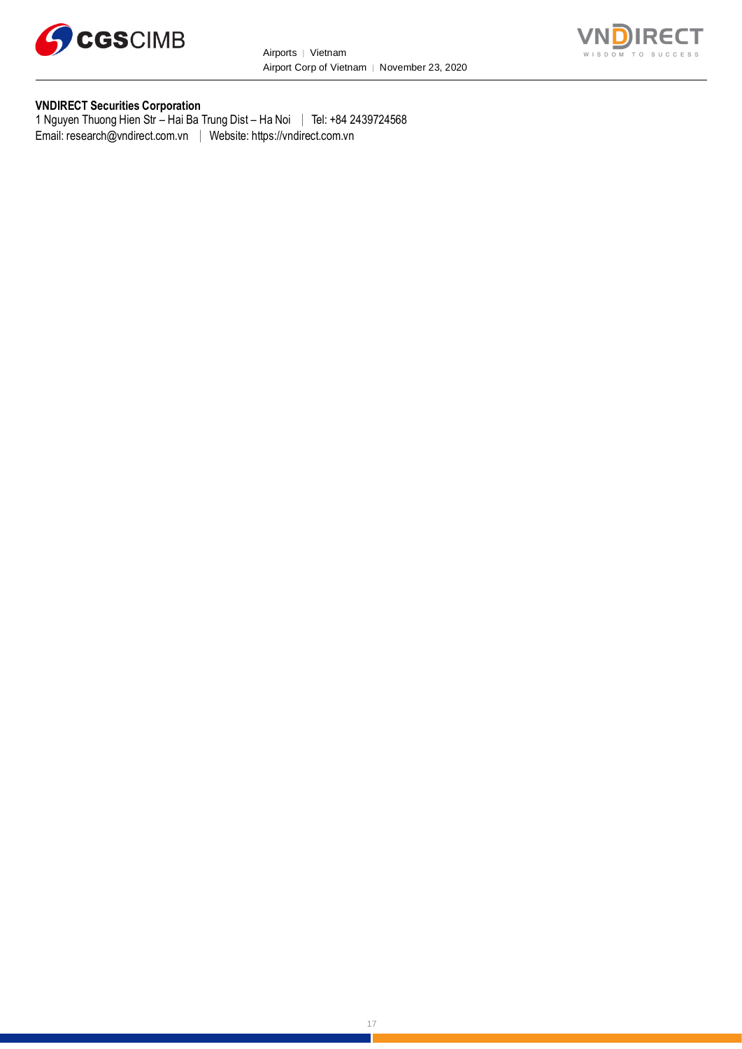**VNDIRECT Securities Corporation**

1 Nguyen Thuong Hien Str – Hai Ba Trung Dist – Ha Noi | Tel: +84 2439724568

Email: research@vndirect.com.vn | Website: https://vndirect.com.vn